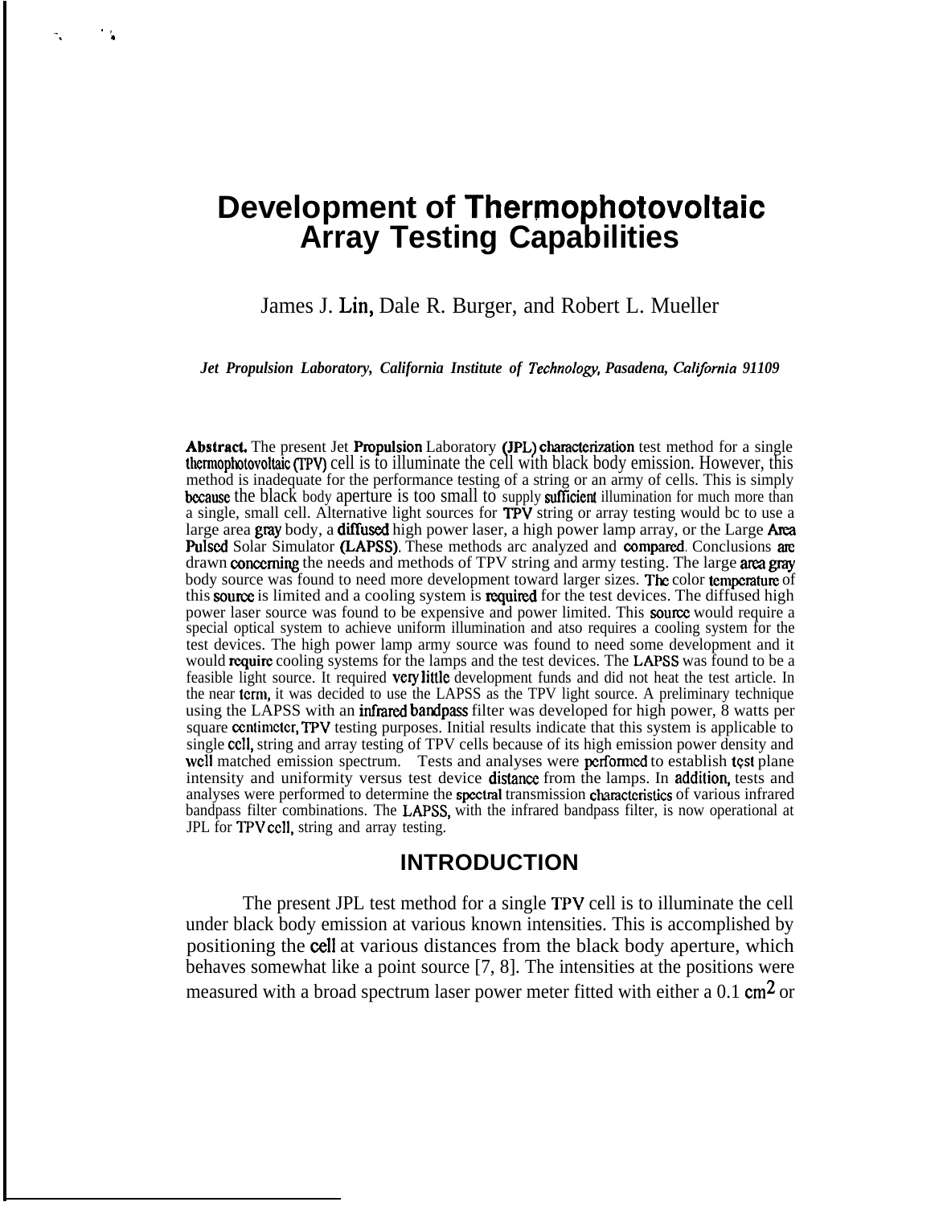# Development of Thermophotovoltaic Array Testing Capabilities

James J. Lin, Dale R. Burger, and Robert L. Mueller

*Jet Propulsion Laboratory, California Institute of Technology, Pasadena, California 91109*

**Abstract.** The present Jet Propulsion Laboratory (JPL) characterization test method for a single thermophotovoltaic (TPV) cell is to illuminate the cell with black body emission. However, this method is inadequate for the performance testing of a string or an army of cells. This is simply because the black body aperture is too small to supply sufficient illumination for much more than a single, small cell. Alternative light sources for TPV string or array testing would bc to use a large area gray body, a diffused high power laser, a high power lamp array, or the Large Area Pulsed Solar Simulator (LAPSS). These methods arc analyzed and compared. Conclusions are drawn concerning the needs and methods of TPV string and army testing. The large area gray body source was found to need more development toward larger sizes. The color temperature of this source is limited and a cooling system is required for the test devices. The diffused high power laser source was found to be expensive and power limited. This source would require a special optical system to achieve uniform illumination and atso requires a cooling system for the test devices. The high power lamp army source was found to need some development and it would require cooling systems for the lamps and the test devices. The LAPSS was found to be a feasible light source. It required very little development funds and did not heat the test article. In the near term, it was decided to use the LAPSS as the TPV light source. A preliminary technique using the LAPSS with an infrared bandpass filter was developed for high power, 8 watts per square centimeter, TPV testing purposes. Initial results indicate that this system is applicable to single cell, string and array testing of TPV cells because of its high emission power density and well matched emission spectrum. Tests and analyses were performed to establish test plane intensity and uniformity versus test device distance from the lamps. In addition, tests and analyses were performed to determine the spectral transmission characteristics of various infrared bandpass filter combinations. The LAPSS, with the infrared bandpass filter, is now operational at JPL for TPV cell, string and array testing.

## INTRODUCTION

The present JPL test method for a single TPV cell is to illuminate the cell under black body emission at various known intensities. This is accomplished by positioning the cell at various distances from the black body aperture, which behaves somewhat like a point source [7, 8]. The intensities at the positions were measured with a broad spectrum laser power meter fitted with either a 0.1 $cm^2$ or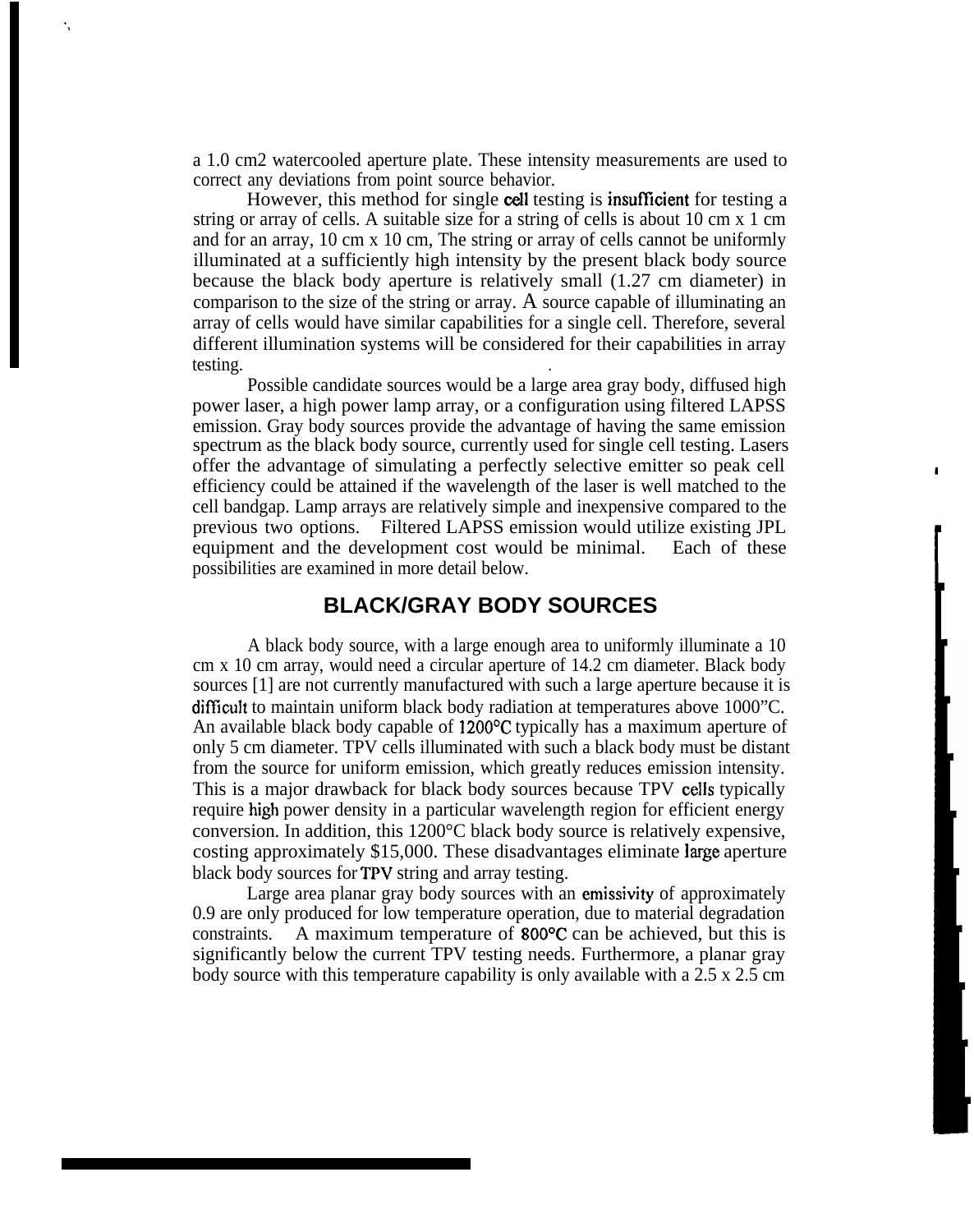a 1.0 cm2 watercooled aperture plate. These intensity measurements are used to correct any deviations from point source behavior.

However, this method for single cell testing is insufficient for testing a string or array of cells. A suitable size for a string of cells is about 10 cm x 1 cm and for an array, 10 cm x 10 cm, The string or array of cells cannot be uniformly illuminated at a sufficiently high intensity by the present black body source because the black body aperture is relatively small (1.27 cm diameter) in comparison to the size of the string or array. A source capable of illuminating an array of cells would have similar capabilities for a single cell. Therefore, several different illumination systems will be considered for their capabilities in array testing.

Possible candidate sources would be a large area gray body, diffused high power laser, a high power lamp array, or a configuration using filtered LAPSS emission. Gray body sources provide the advantage of having the same emission spectrum as the black body source, currently used for single cell testing. Lasers offer the advantage of simulating a perfectly selective emitter so peak cell efficiency could be attained if the wavelength of the laser is well matched to the cell bandgap. Lamp arrays are relatively simple and inexpensive compared to the previous two options. Filtered LAPSS emission would utilize existing JPL equipment and the development cost would be minimal. Each of these possibilities are examined in more detail below.

## BLACK/GRAY BODY SOURCES

A black body source, with a large enough area to uniformly illuminate a 10 cm x 10 cm array, would need a circular aperture of 14.2 cm diameter. Black body sources [1] are not currently manufactured with such a large aperture because it is difficult to maintain uniform black body radiation at temperatures above 1000"C. An available black body capable of 1200°C typically has a maximum aperture of only 5 cm diameter. TPV cells illuminated with such a black body must be distant from the source for uniform emission, which greatly reduces emission intensity. This is a major drawback for black body sources because TPV cells typically require high power density in a particular wavelength region for efficient energy conversion. In addition, this 1200°C black body source is relatively expensive, costing approximately $15,000. These disadvantages eliminate large aperture black body sources for TPV string and array testing.

Large area planar gray body sources with an emissivity of approximately 0.9 are only produced for low temperature operation, due to material degradation constraints. A maximum temperature of 800°C can be achieved, but this is significantly below the current TPV testing needs. Furthermore, a planar gray body source with this temperature capability is only available with a 2.5 x 2.5 cm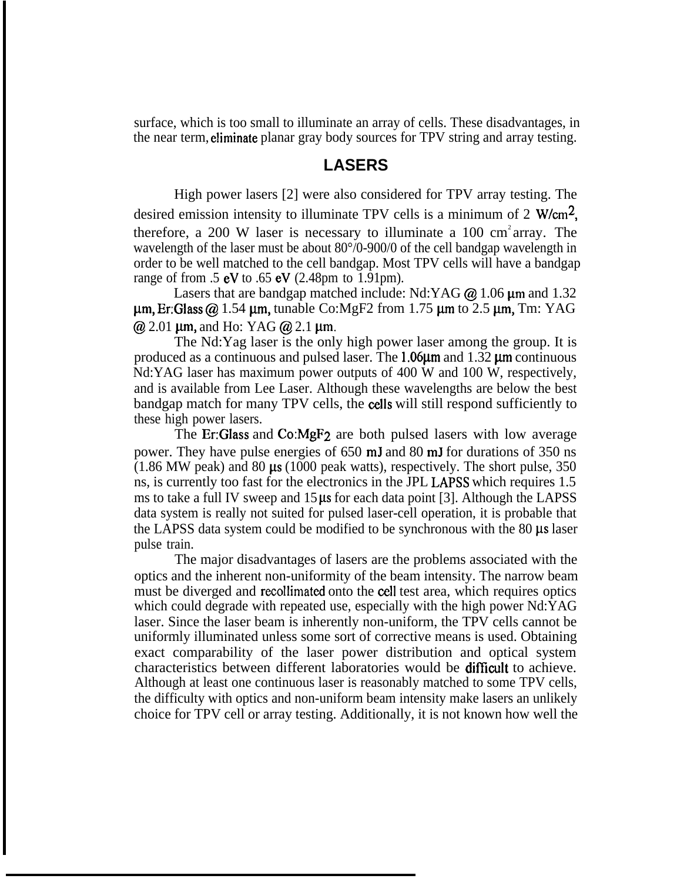surface, which is too small to illuminate an array of cells. These disadvantages, in the near term, eliminate planar gray body sources for TPV string and array testing.

## LASERS

High power lasers [2] were also considered for TPV array testing. The desired emission intensity to illuminate TPV cells is a minimum of 2 $W/cm^2$, therefore, a 200 W laser is necessary to illuminate a 100 $cm^2$ array. The wavelength of the laser must be about 80°/0-900/0 of the cell bandgap wavelength in order to be well matched to the cell bandgap. Most TPV cells will have a bandgap range of from .5 eV to .65 eV (2.48pm to 1.91pm).

Lasers that are bandgap matched include: Nd:YAG @ 1.06 µm and 1.32 µm, Er:Glass @ 1.54 µm, tunable Co:MgF2 from 1.75 µm to 2.5 µm, Tm: YAG @ 2.01 µm, and Ho: YAG @ 2.1 µm.

The Nd:Yag laser is the only high power laser among the group. It is produced as a continuous and pulsed laser. The 1.06µm and 1.32 µm continuous Nd:YAG laser has maximum power outputs of 400 W and 100 W, respectively, and is available from Lee Laser. Although these wavelengths are below the best bandgap match for many TPV cells, the cells will still respond sufficiently to these high power lasers.

The Er:Glass and Co:$MgF_2$ are both pulsed lasers with low average power. They have pulse energies of 650 mJ and 80 mJ for durations of 350 ns (1.86 MW peak) and 80 µs (1000 peak watts), respectively. The short pulse, 350 ns, is currently too fast for the electronics in the JPL LAPSS which requires 1.5 ms to take a full IV sweep and 15 µs for each data point [3]. Although the LAPSS data system is really not suited for pulsed laser-cell operation, it is probable that the LAPSS data system could be modified to be synchronous with the 80 µs laser pulse train.

The major disadvantages of lasers are the problems associated with the optics and the inherent non-uniformity of the beam intensity. The narrow beam must be diverged and recollimated onto the cell test area, which requires optics which could degrade with repeated use, especially with the high power Nd:YAG laser. Since the laser beam is inherently non-uniform, the TPV cells cannot be uniformly illuminated unless some sort of corrective means is used. Obtaining exact comparability of the laser power distribution and optical system characteristics between different laboratories would be difficult to achieve. Although at least one continuous laser is reasonably matched to some TPV cells, the difficulty with optics and non-uniform beam intensity make lasers an unlikely choice for TPV cell or array testing. Additionally, it is not known how well the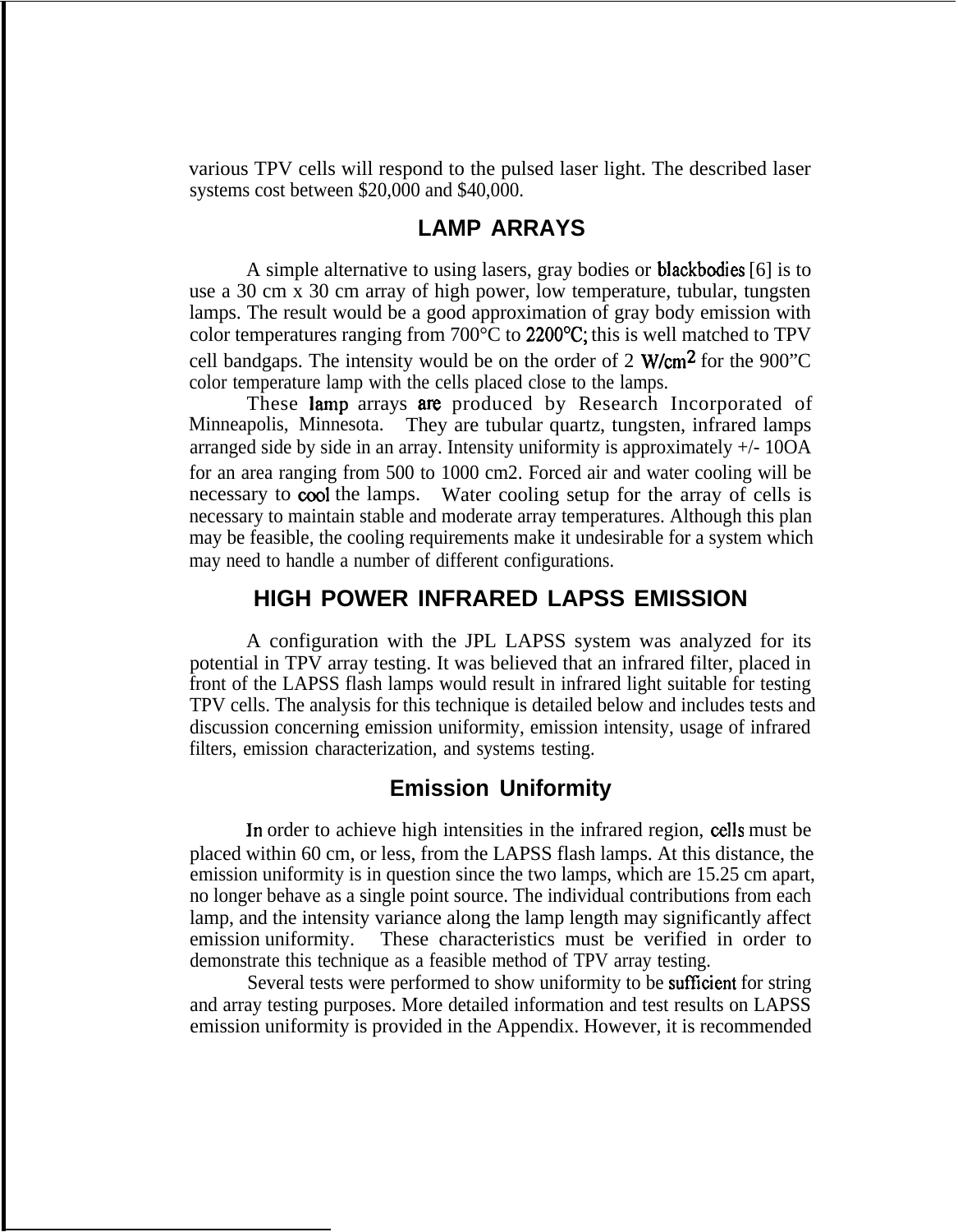various TPV cells will respond to the pulsed laser light. The described laser systems cost between $20,000 and $40,000.

## LAMP ARRAYS

A simple alternative to using lasers, gray bodies or blackbodies [6] is to use a 30 cm x 30 cm array of high power, low temperature, tubular, tungsten lamps. The result would be a good approximation of gray body emission with color temperatures ranging from 700°C to 2200°C; this is well matched to TPV cell bandgaps. The intensity would be on the order of 2 $W/cm^2$ for the 900"C color temperature lamp with the cells placed close to the lamps.

These lamp arrays are produced by Research Incorporated of Minneapolis, Minnesota. They are tubular quartz, tungsten, infrared lamps arranged side by side in an array. Intensity uniformity is approximately +/- 10OA for an area ranging from 500 to 1000 cm2. Forced air and water cooling will be necessary to cool the lamps. Water cooling setup for the array of cells is necessary to maintain stable and moderate array temperatures. Although this plan may be feasible, the cooling requirements make it undesirable for a system which may need to handle a number of different configurations.

## HIGH POWER INFRARED LAPSS EMISSION

A configuration with the JPL LAPSS system was analyzed for its potential in TPV array testing. It was believed that an infrared filter, placed in front of the LAPSS flash lamps would result in infrared light suitable for testing TPV cells. The analysis for this technique is detailed below and includes tests and discussion concerning emission uniformity, emission intensity, usage of infrared filters, emission characterization, and systems testing.

### Emission Uniformity

In order to achieve high intensities in the infrared region, cells must be placed within 60 cm, or less, from the LAPSS flash lamps. At this distance, the emission uniformity is in question since the two lamps, which are 15.25 cm apart, no longer behave as a single point source. The individual contributions from each lamp, and the intensity variance along the lamp length may significantly affect emission uniformity. These characteristics must be verified in order to demonstrate this technique as a feasible method of TPV array testing.

Several tests were performed to show uniformity to be sufficient for string and array testing purposes. More detailed information and test results on LAPSS emission uniformity is provided in the Appendix. However, it is recommended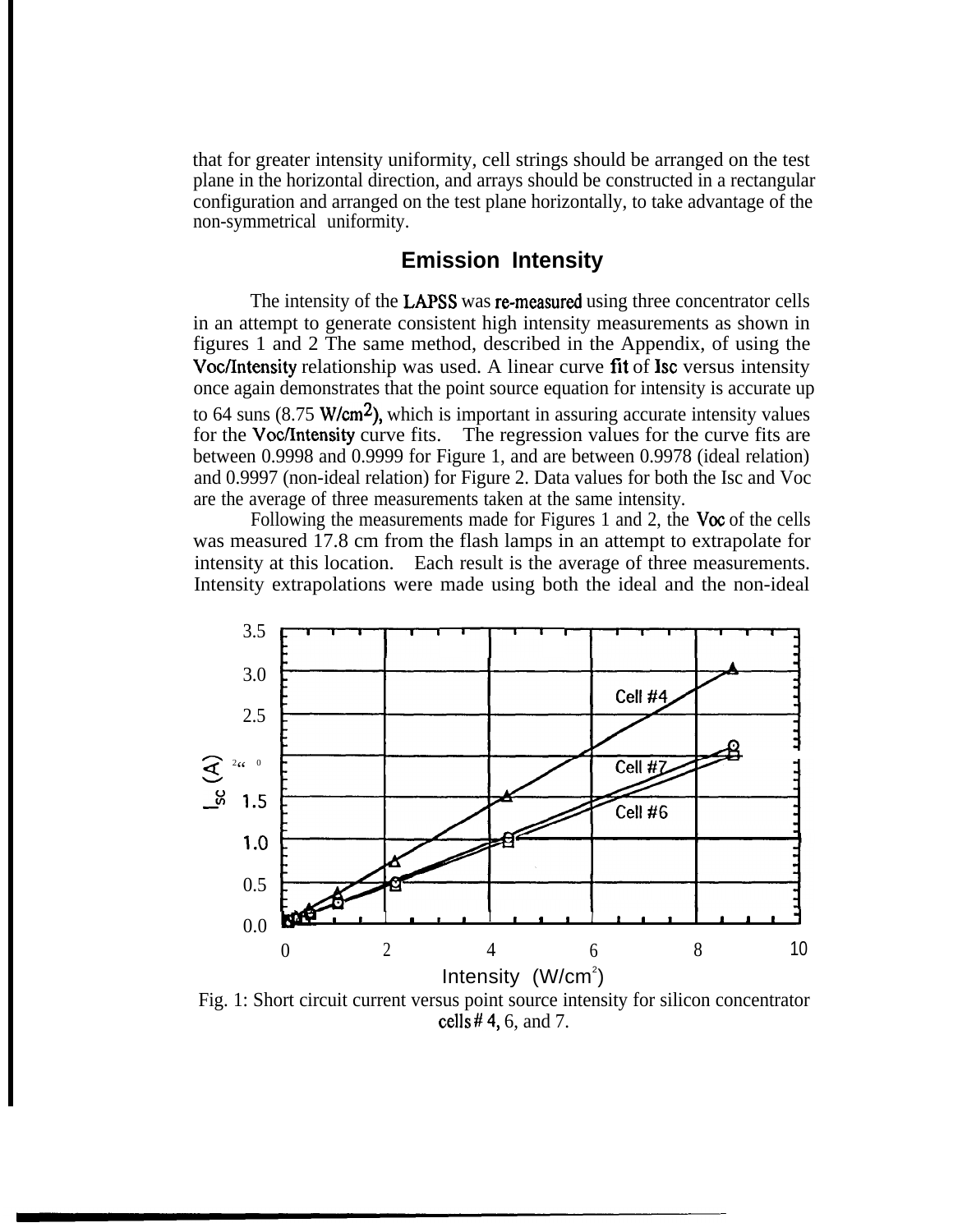that for greater intensity uniformity, cell strings should be arranged on the test plane in the horizontal direction, and arrays should be constructed in a rectangular configuration and arranged on the test plane horizontally, to take advantage of the non-symmetrical uniformity.

## Emission Intensity

The intensity of the LAPSS was re-measured using three concentrator cells in an attempt to generate consistent high intensity measurements as shown in figures 1 and 2 The same method, described in the Appendix, of using the Voc/Intensity relationship was used. A linear curve fit of Isc versus intensity once again demonstrates that the point source equation for intensity is accurate up to 64 suns (8.75 $W/cm^2$), which is important in assuring accurate intensity values for the Voc/Intensity curve fits. The regression values for the curve fits are between 0.9998 and 0.9999 for Figure 1, and are between 0.9978 (ideal relation) and 0.9997 (non-ideal relation) for Figure 2. Data values for both the Isc and Voc are the average of three measurements taken at the same intensity.

Following the measurements made for Figures 1 and 2, the Voc of the cells was measured 17.8 cm from the flash lamps in an attempt to extrapolate for intensity at this location. Each result is the average of three measurements. Intensity extrapolations were made using both the ideal and the non-ideal

Fig. 1: Short circuit current versus point source intensity for silicon concentrator cells # 4, 6, and 7.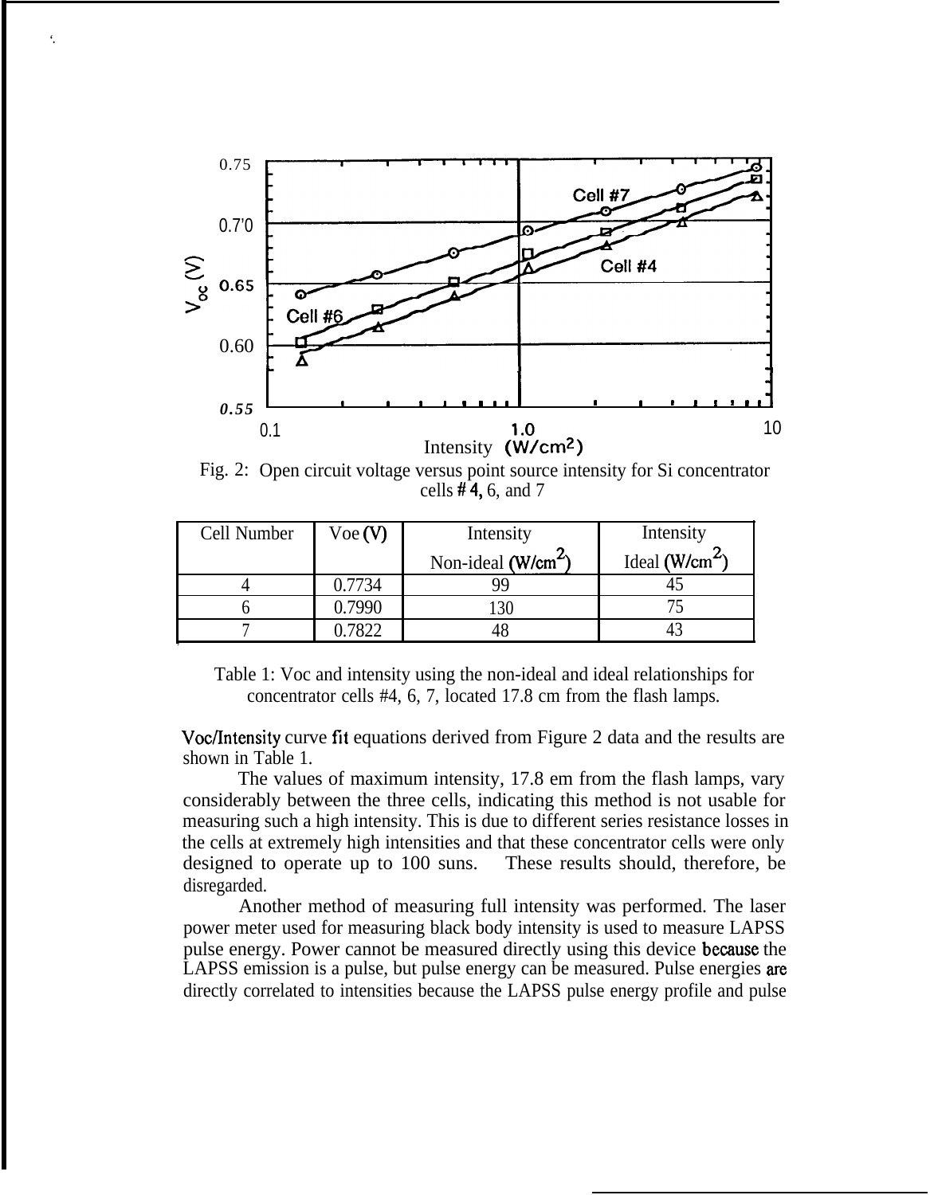Fig. 2: Open circuit voltage versus point source intensity for Si concentrator cells # 4, 6, and 7

| Cell Number | Voe (V) | Intensity Non-ideal ($W/cm^2$) | Intensity Ideal ($W/cm^2$) |
|---|---|---|---|
| 4 | 0.7734 | 99 | 45 |
| 6 | 0.7990 | 130 | 75 |
| 7 | 0.7822 | 48 | 43 |

Table 1: Voc and intensity using the non-ideal and ideal relationships for concentrator cells #4, 6, 7, located 17.8 cm from the flash lamps.

Voc/Intensity curve fit equations derived from Figure 2 data and the results are shown in Table 1.

The values of maximum intensity, 17.8 em from the flash lamps, vary considerably between the three cells, indicating this method is not usable for measuring such a high intensity. This is due to different series resistance losses in the cells at extremely high intensities and that these concentrator cells were only designed to operate up to 100 suns. These results should, therefore, be disregarded.

Another method of measuring full intensity was performed. The laser power meter used for measuring black body intensity is used to measure LAPSS pulse energy. Power cannot be measured directly using this device because the LAPSS emission is a pulse, but pulse energy can be measured. Pulse energies are directly correlated to intensities because the LAPSS pulse energy profile and pulse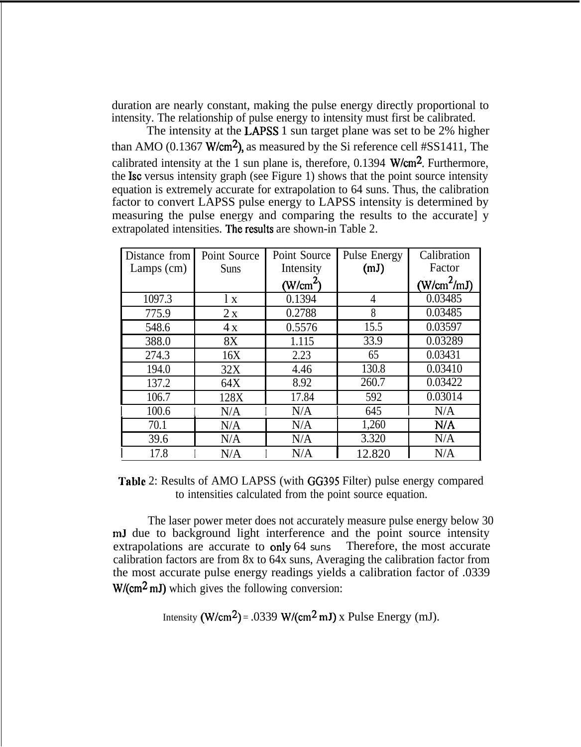duration are nearly constant, making the pulse energy directly proportional to intensity. The relationship of pulse energy to intensity must first be calibrated.

The intensity at the LAPSS 1 sun target plane was set to be 2% higher than AMO (0.1367 W/cm$^2$), as measured by the Si reference cell #SS1411, The calibrated intensity at the 1 sun plane is, therefore, 0.1394 W/cm$^2$. Furthermore, the Isc versus intensity graph (see Figure 1) shows that the point source intensity equation is extremely accurate for extrapolation to 64 suns. Thus, the calibration factor to convert LAPSS pulse energy to LAPSS intensity is determined by measuring the pulse energy and comparing the results to the accurate] y extrapolated intensities. The results are shown-in Table 2.

| Distance from Lamps (cm) | Point Source Suns | Point Source Intensity (W/cm$^2$) | Pulse Energy (mJ) | Calibration Factor (W/cm$^2$/mJ) |
|---|---|---|---|---|
| 1097.3 | l x | 0.1394 | 4 | 0.03485 |
| 775.9 | 2 x | 0.2788 | 8 | 0.03485 |
| 548.6 | 4 x | 0.5576 | 15.5 | 0.03597 |
| 388.0 | 8X | 1.115 | 33.9 | 0.03289 |
| 274.3 | 16X | 2.23 | 65 | 0.03431 |
| 194.0 | 32X | 4.46 | 130.8 | 0.03410 |
| 137.2 | 64X | 8.92 | 260.7 | 0.03422 |
| 106.7 | 128X | 17.84 | 592 | 0.03014 |
| 100.6 | N/A | N/A | 645 | N/A |
| 70.1 | N/A | N/A | 1,260 | N/A |
| 39.6 | N/A | N/A | 3.320 | N/A |
| 17.8 | N/A | N/A | 12.820 | N/A |

Table 2: Results of AMO LAPSS (with GG395 Filter) pulse energy compared to intensities calculated from the point source equation.

The laser power meter does not accurately measure pulse energy below 30 mJ due to background light interference and the point source intensity extrapolations are accurate to only 64 suns Therefore, the most accurate calibration factors are from 8x to 64x suns, Averaging the calibration factor from the most accurate pulse energy readings yields a calibration factor of .0339 W/(cm$^2$ mJ) which gives the following conversion:

Intensity (W/cm$^2$) = .0339 W/(cm$^2$ mJ) x Pulse Energy (mJ).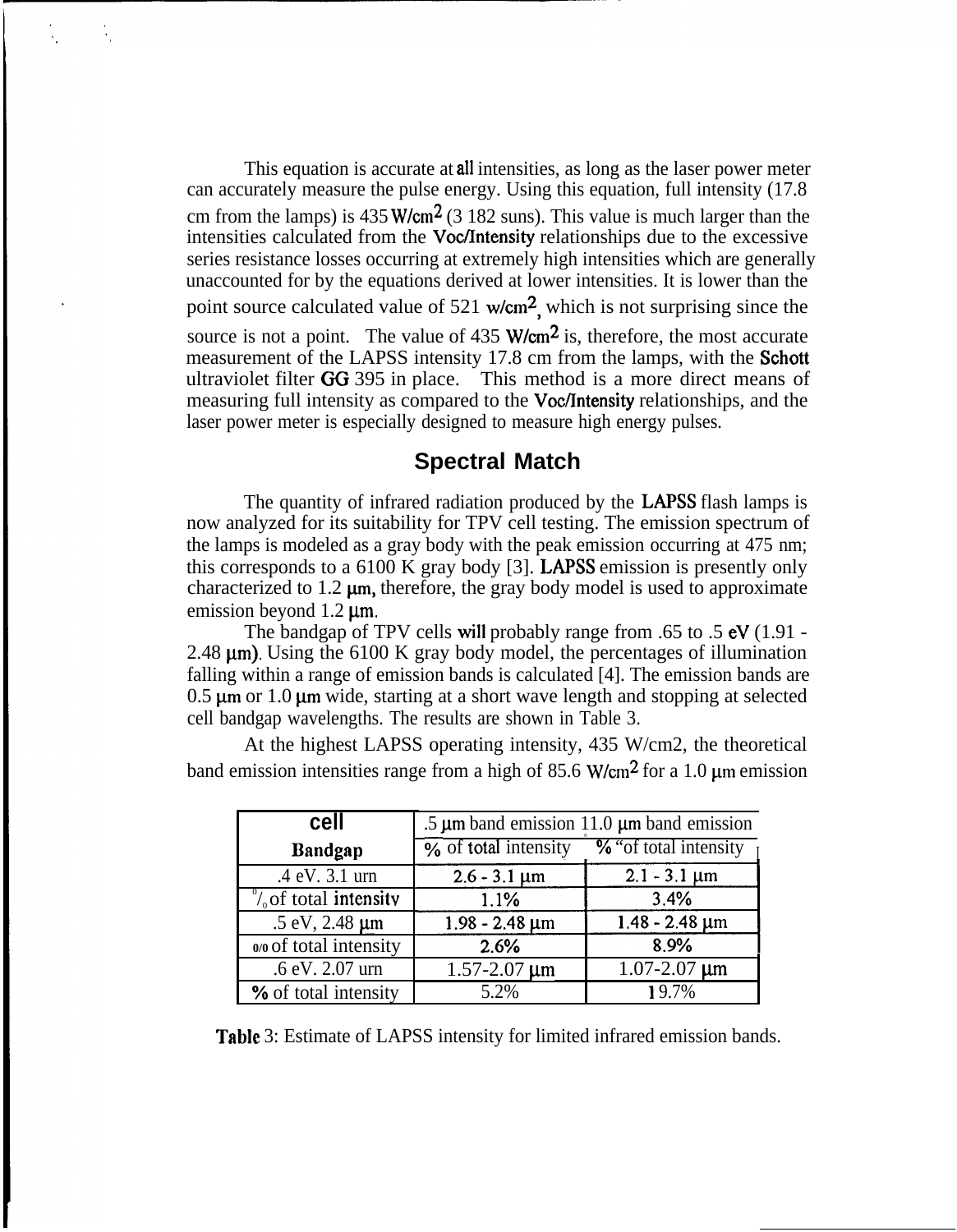This equation is accurate at all intensities, as long as the laser power meter can accurately measure the pulse energy. Using this equation, full intensity (17.8 cm from the lamps) is 435 $W/cm^2$ (3 182 suns). This value is much larger than the intensities calculated from the Voc/Intensity relationships due to the excessive series resistance losses occurring at extremely high intensities which are generally unaccounted for by the equations derived at lower intensities. It is lower than the point source calculated value of 521 $w/cm^2$, which is not surprising since the source is not a point. The value of 435 $W/cm^2$ is, therefore, the most accurate measurement of the LAPSS intensity 17.8 cm from the lamps, with the Schott ultraviolet filter GG 395 in place. This method is a more direct means of measuring full intensity as compared to the Voc/Intensity relationships, and the laser power meter is especially designed to measure high energy pulses.

## Spectral Match

The quantity of infrared radiation produced by the LAPSS flash lamps is now analyzed for its suitability for TPV cell testing. The emission spectrum of the lamps is modeled as a gray body with the peak emission occurring at 475 nm; this corresponds to a 6100 K gray body [3]. LAPSS emission is presently only characterized to 1.2 µm, therefore, the gray body model is used to approximate emission beyond 1.2 µm.

The bandgap of TPV cells will probably range from .65 to .5 eV (1.91 - 2.48 µm). Using the 6100 K gray body model, the percentages of illumination falling within a range of emission bands is calculated [4]. The emission bands are 0.5 µm or 1.0 µm wide, starting at a short wave length and stopping at selected cell bandgap wavelengths. The results are shown in Table 3.

At the highest LAPSS operating intensity, 435 W/cm2, the theoretical band emission intensities range from a high of 85.6 $W/cm^2$ for a 1.0 µm emission

| cell Bandgap | .5 µm band emission % of total intensity | 1.0 µm band emission % of total intensity |
|---|---|---|
| .4 eV. 3.1 urn | 2.6 - 3.1 µm | 2.1 - 3.1 µm |
| % of total intensity | 1.1% | 3.4% |
| .5 eV, 2.48 µm | 1.98 - 2.48 µm | 1.48 - 2.48 µm |
| % of total intensity | 2.6% | 8.9% |
| .6 eV. 2.07 urn | 1.57-2.07 µm | 1.07-2.07 µm |
| % of total intensity | 5.2% | 19.7% |

Table 3: Estimate of LAPSS intensity for limited infrared emission bands.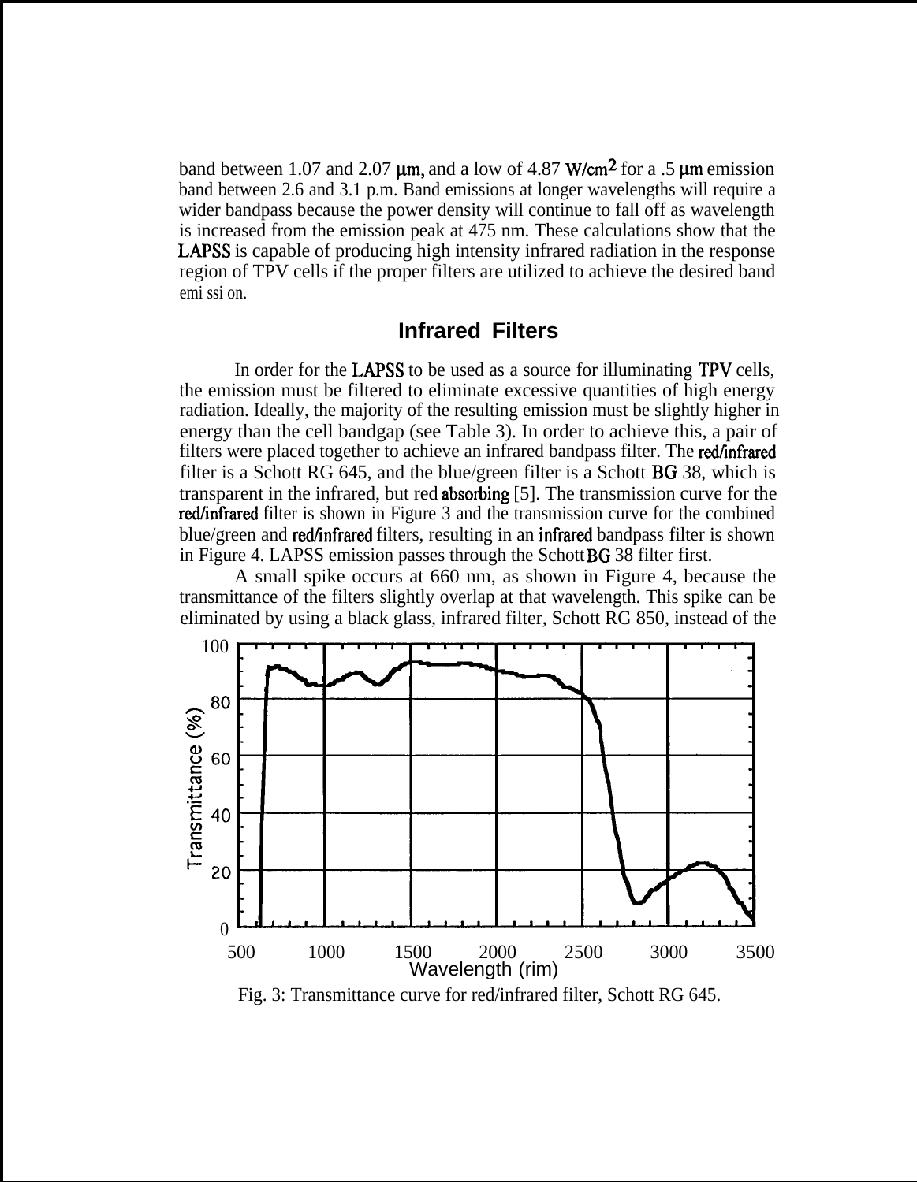band between 1.07 and 2.07 μm, and a low of 4.87 $W/cm^2$ for a .5 μm emission band between 2.6 and 3.1 p.m. Band emissions at longer wavelengths will require a wider bandpass because the power density will continue to fall off as wavelength is increased from the emission peak at 475 nm. These calculations show that the LAPSS is capable of producing high intensity infrared radiation in the response region of TPV cells if the proper filters are utilized to achieve the desired band emi ssi on.

## Infrared Filters

In order for the LAPSS to be used as a source for illuminating TPV cells, the emission must be filtered to eliminate excessive quantities of high energy radiation. Ideally, the majority of the resulting emission must be slightly higher in energy than the cell bandgap (see Table 3). In order to achieve this, a pair of filters were placed together to achieve an infrared bandpass filter. The red/infrared filter is a Schott RG 645, and the blue/green filter is a Schott BG 38, which is transparent in the infrared, but red absorbing [5]. The transmission curve for the red/infrared filter is shown in Figure 3 and the transmission curve for the combined blue/green and red/infrared filters, resulting in an infrared bandpass filter is shown in Figure 4. LAPSS emission passes through the Schott BG 38 filter first.

A small spike occurs at 660 nm, as shown in Figure 4, because the transmittance of the filters slightly overlap at that wavelength. This spike can be eliminated by using a black glass, infrared filter, Schott RG 850, instead of the

Fig. 3: Transmittance curve for red/infrared filter, Schott RG 645.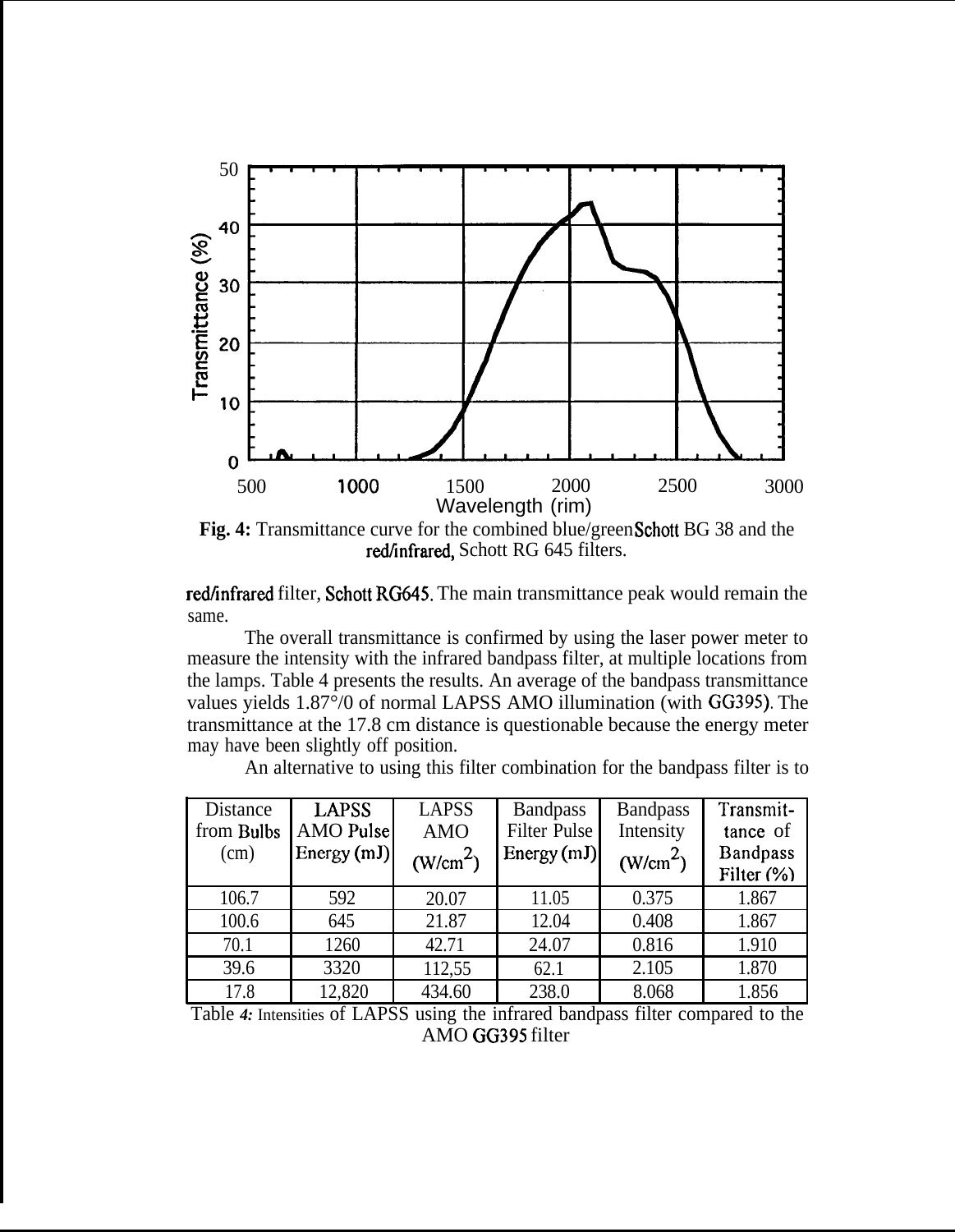Fig. 4: Transmittance curve for the combined blue/green Schott BG 38 and the red/infrared, Schott RG 645 filters.

red/infrared filter, Schott RG645. The main transmittance peak would remain the same.

The overall transmittance is confirmed by using the laser power meter to measure the intensity with the infrared bandpass filter, at multiple locations from the lamps. Table 4 presents the results. An average of the bandpass transmittance values yields 1.87°/0 of normal LAPSS AMO illumination (with GG395). The transmittance at the 17.8 cm distance is questionable because the energy meter may have been slightly off position.

An alternative to using this filter combination for the bandpass filter is to

| Distance from Bulbs (cm) | LAPSS AMO Pulse Energy (mJ) | LAPSS AMO (W/cm$^2$) | Bandpass Filter Pulse Energy (mJ) | Bandpass Intensity (W/cm$^2$) | Transmittance of Bandpass Filter (%) |
|---|---|---|---|---|---|
| 106.7 | 592 | 20.07 | 11.05 | 0.375 | 1.867 |
| 100.6 | 645 | 21.87 | 12.04 | 0.408 | 1.867 |
| 70.1 | 1260 | 42.71 | 24.07 | 0.816 | 1.910 |
| 39.6 | 3320 | 112,55 | 62.1 | 2.105 | 1.870 |
| 17.8 | 12,820 | 434.60 | 238.0 | 8.068 | 1.856 |

Table 4: Intensities of LAPSS using the infrared bandpass filter compared to the AMO GG395 filter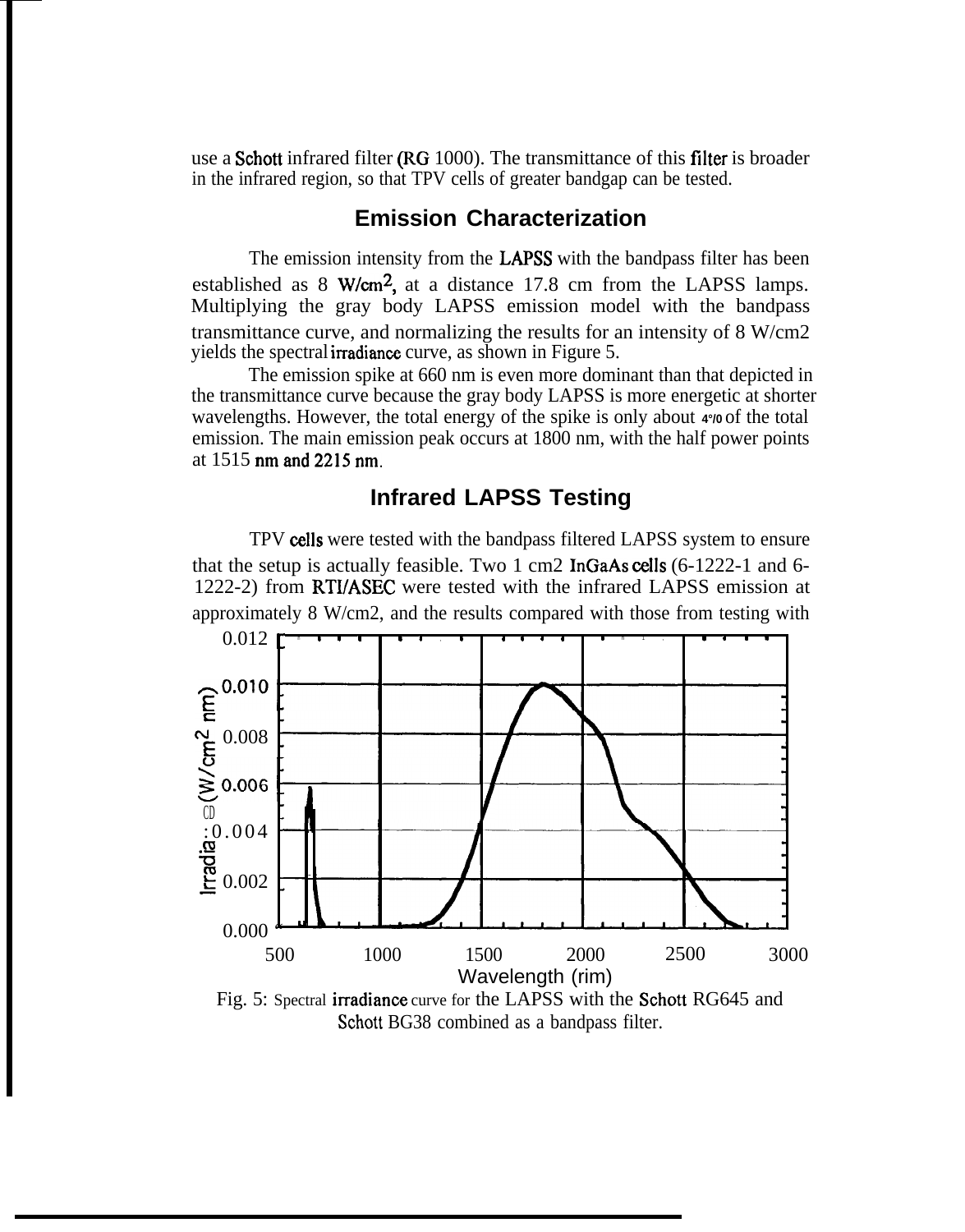use a Schott infrared filter (RG 1000). The transmittance of this filter is broader in the infrared region, so that TPV cells of greater bandgap can be tested.

## Emission Characterization

The emission intensity from the LAPSS with the bandpass filter has been established as 8 W/cm$^2$, at a distance 17.8 cm from the LAPSS lamps. Multiplying the gray body LAPSS emission model with the bandpass transmittance curve, and normalizing the results for an intensity of 8 W/cm2 yields the spectral irradiance curve, as shown in Figure 5.

The emission spike at 660 nm is even more dominant than that depicted in the transmittance curve because the gray body LAPSS is more energetic at shorter wavelengths. However, the total energy of the spike is only about 4% of the total emission. The main emission peak occurs at 1800 nm, with the half power points at 1515 nm and 2215 nm.

## Infrared LAPSS Testing

TPV cells were tested with the bandpass filtered LAPSS system to ensure that the setup is actually feasible. Two 1 cm2 InGaAs cells (6-1222-1 and 6-1222-2) from RTI/ASEC were tested with the infrared LAPSS emission at approximately 8 W/cm2, and the results compared with those from testing with

Fig. 5: Spectral irradiance curve for the LAPSS with the Schott RG645 and Schott BG38 combined as a bandpass filter.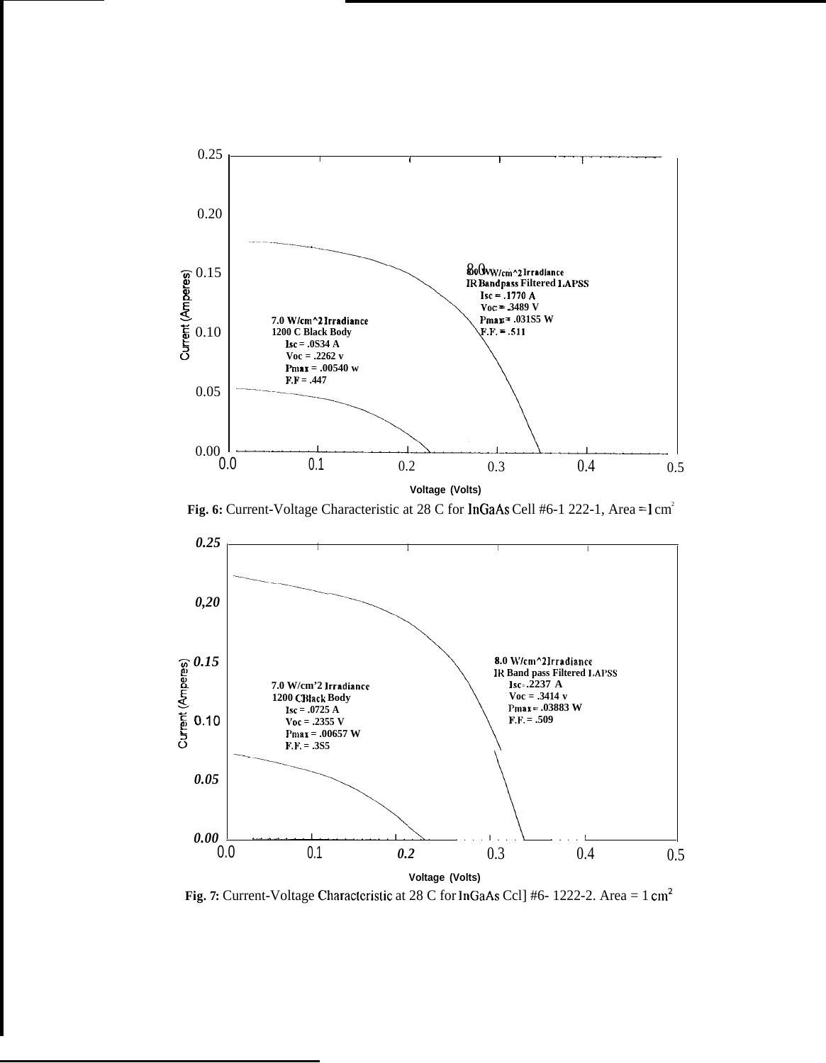7.0 W/cm^2 Irradiance
1200 C Black Body
Isc = .0534 A
Voc = .2262 v
Pmax = .00540 w
F.F = .447

8.0 W/cm^2 Irradiance
IR Bandpass Filtered LAPSS
Isc = .1770 A
Voc = .3489 V
Pmax = .03155 W
F.F. = .511

**Fig. 6:** Current-Voltage Characteristic at 28 C for InGaAs Cell #6-1 222-1, Area = 1 $cm^2$

7.0 W/cm^2 Irradiance
1200 C Black Body
Isc = .0725 A
Voc = .2355 V
Pmax = .00657 W
F.F. = .385

8.0 W/cm^2 Irradiance
IR Band pass Filtered LAPSS
Isc = .2237 A
Voc = .3414 v
Pmax = .03883 W
F.F. = .509

**Fig. 7:** Current-Voltage Characteristic at 28 C for InGaAs Cell #6- 1222-2. Area = 1 $cm^2$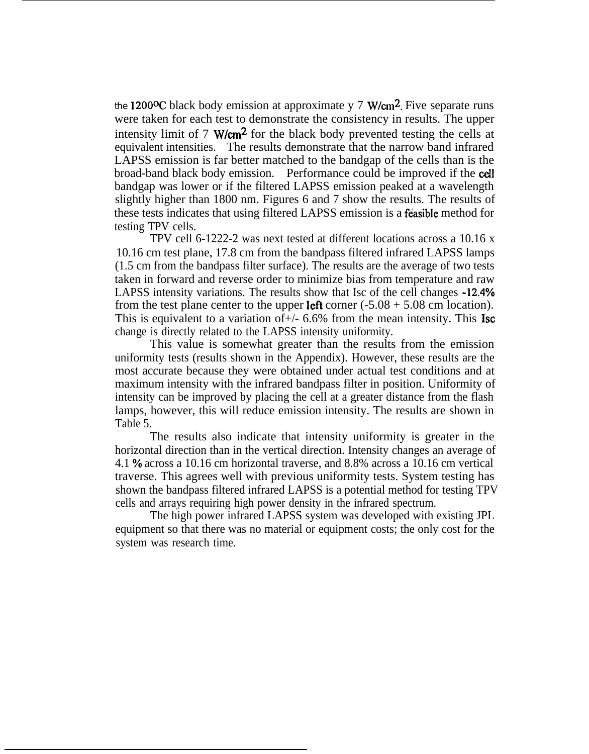the 1200°C black body emission at approximate y 7 W/cm². Five separate runs were taken for each test to demonstrate the consistency in results. The upper intensity limit of 7 W/cm² for the black body prevented testing the cells at equivalent intensities. The results demonstrate that the narrow band infrared LAPSS emission is far better matched to the bandgap of the cells than is the broad-band black body emission. Performance could be improved if the cell bandgap was lower or if the filtered LAPSS emission peaked at a wavelength slightly higher than 1800 nm. Figures 6 and 7 show the results. The results of these tests indicates that using filtered LAPSS emission is a feasible method for testing TPV cells.

TPV cell 6-1222-2 was next tested at different locations across a 10.16 x 10.16 cm test plane, 17.8 cm from the bandpass filtered infrared LAPSS lamps (1.5 cm from the bandpass filter surface). The results are the average of two tests taken in forward and reverse order to minimize bias from temperature and raw LAPSS intensity variations. The results show that Isc of the cell changes -12.4% from the test plane center to the upper left corner (-5.08 + 5.08 cm location). This is equivalent to a variation of+/- 6.6% from the mean intensity. This Isc change is directly related to the LAPSS intensity uniformity.

This value is somewhat greater than the results from the emission uniformity tests (results shown in the Appendix). However, these results are the most accurate because they were obtained under actual test conditions and at maximum intensity with the infrared bandpass filter in position. Uniformity of intensity can be improved by placing the cell at a greater distance from the flash lamps, however, this will reduce emission intensity. The results are shown in Table 5.

The results also indicate that intensity uniformity is greater in the horizontal direction than in the vertical direction. Intensity changes an average of 4.1 % across a 10.16 cm horizontal traverse, and 8.8% across a 10.16 cm vertical traverse. This agrees well with previous uniformity tests. System testing has shown the bandpass filtered infrared LAPSS is a potential method for testing TPV cells and arrays requiring high power density in the infrared spectrum.

The high power infrared LAPSS system was developed with existing JPL equipment so that there was no material or equipment costs; the only cost for the system was research time.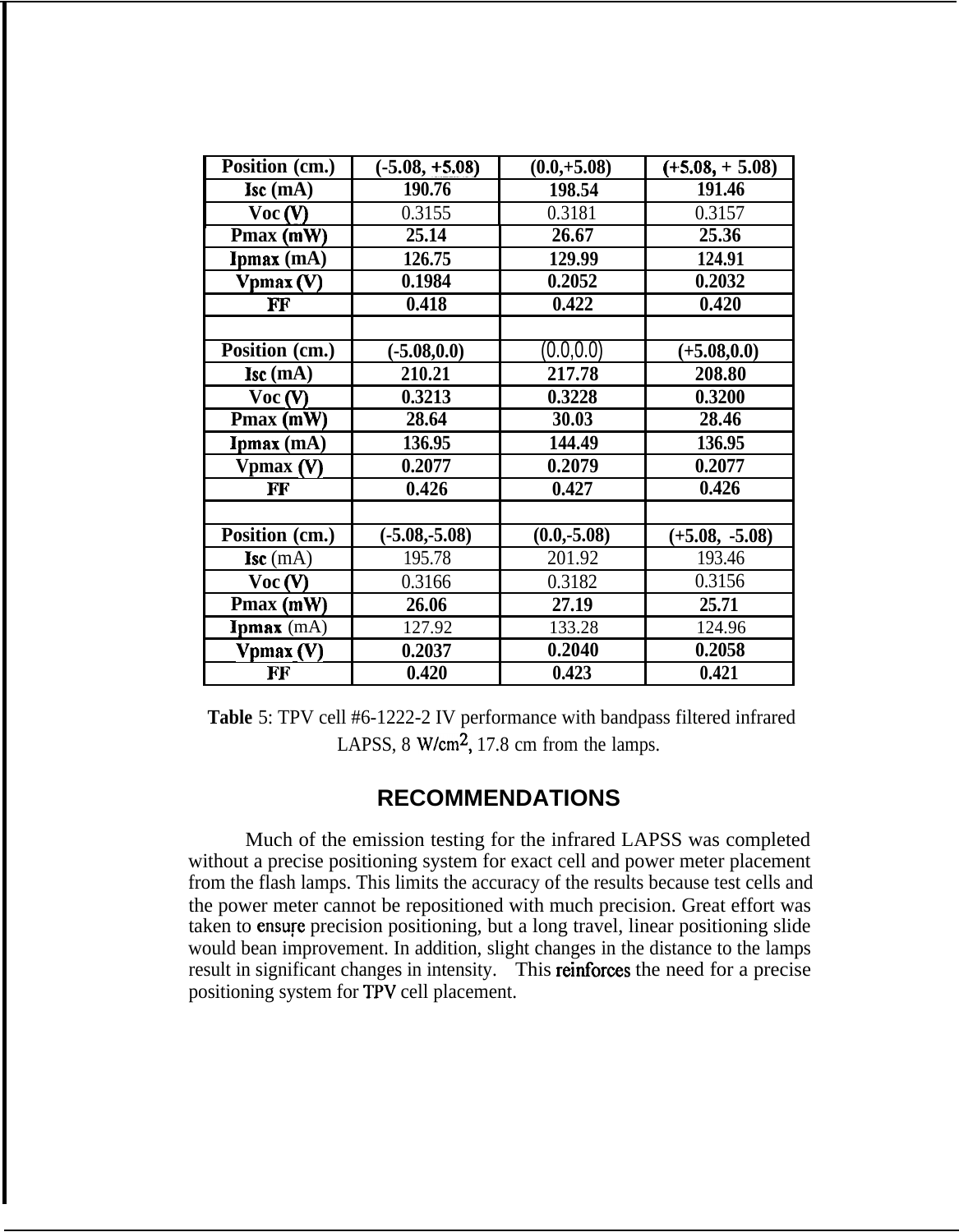| Position (cm.) | (-5.08, +5.08) | (0.0,+5.08) | (+5.08, + 5.08) |
|---|---|---|---|
| Isc (mA) | 190.76 | 198.54 | 191.46 |
| Voc (V) | 0.3155 | 0.3181 | 0.3157 |
| Pmax (mW) | 25.14 | 26.67 | 25.36 |
| Ipmax (mA) | 126.75 | 129.99 | 124.91 |
| Vpmax (V) | 0.1984 | 0.2052 | 0.2032 |
| FF | 0.418 | 0.422 | 0.420 |
| | | | |
| Position (cm.) | (-5.08,0.0) | (0.0,0.0) | (+5.08,0.0) |
| Isc (mA) | 210.21 | 217.78 | 208.80 |
| Voc (V) | 0.3213 | 0.3228 | 0.3200 |
| Pmax (mW) | 28.64 | 30.03 | 28.46 |
| Ipmax (mA) | 136.95 | 144.49 | 136.95 |
| Vpmax (V) | 0.2077 | 0.2079 | 0.2077 |
| FF | 0.426 | 0.427 | 0.426 |
| | | | |
| Position (cm.) | (-5.08,-5.08) | (0.0,-5.08) | (+5.08, -5.08) |
| Isc (mA) | 195.78 | 201.92 | 193.46 |
| Voc (V) | 0.3166 | 0.3182 | 0.3156 |
| Pmax (mW) | 26.06 | 27.19 | 25.71 |
| Ipmax (mA) | 127.92 | 133.28 | 124.96 |
| Vpmax (V) | 0.2037 | 0.2040 | 0.2058 |
| FF | 0.420 | 0.423 | 0.421 |

**Table** 5: TPV cell #6-1222-2 IV performance with bandpass filtered infrared LAPSS, 8 W/cm$^2$, 17.8 cm from the lamps.

## RECOMMENDATIONS

Much of the emission testing for the infrared LAPSS was completed without a precise positioning system for exact cell and power meter placement from the flash lamps. This limits the accuracy of the results because test cells and the power meter cannot be repositioned with much precision. Great effort was taken to ensure precision positioning, but a long travel, linear positioning slide would bean improvement. In addition, slight changes in the distance to the lamps result in significant changes in intensity. This reinforces the need for a precise positioning system for TPV cell placement.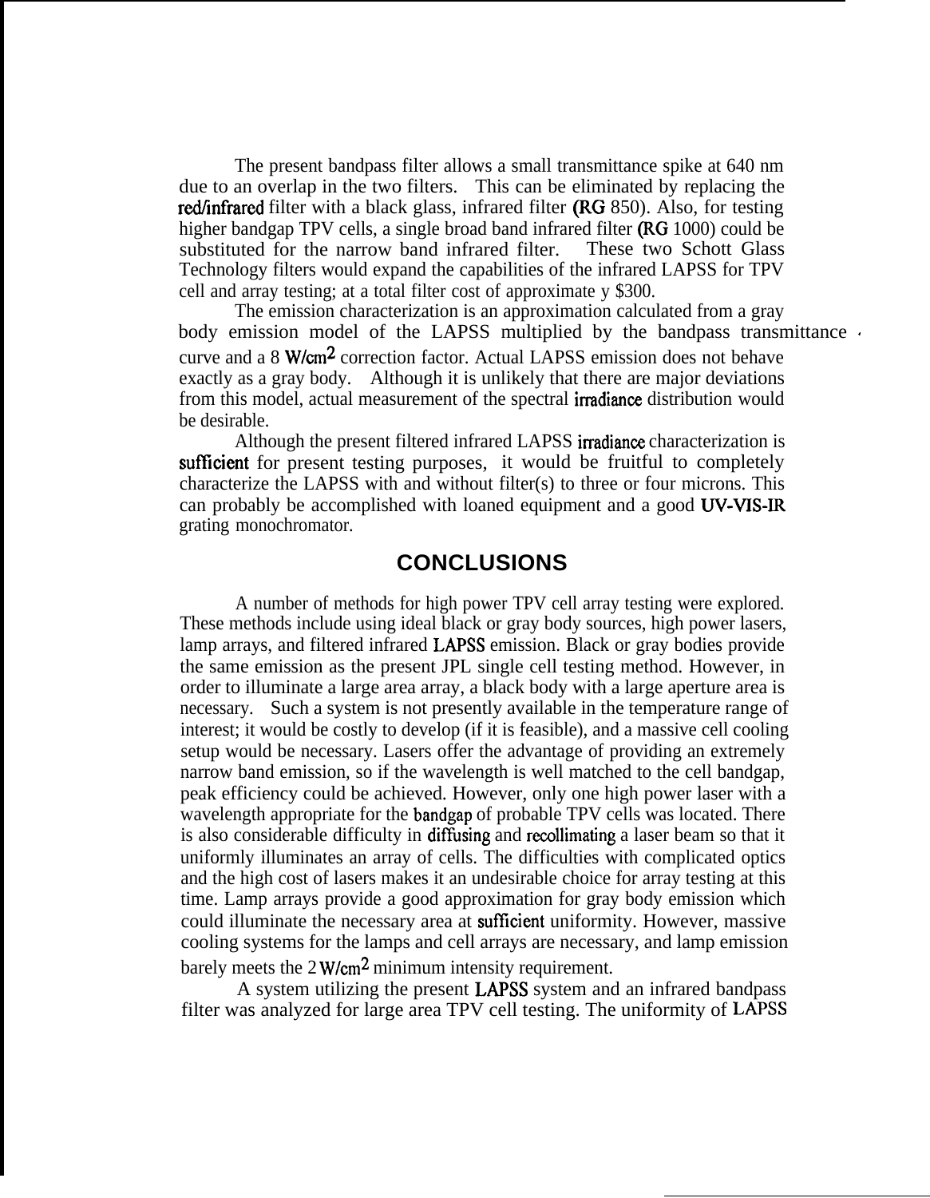The present bandpass filter allows a small transmittance spike at 640 nm due to an overlap in the two filters. This can be eliminated by replacing the red/infrared filter with a black glass, infrared filter (RG 850). Also, for testing higher bandgap TPV cells, a single broad band infrared filter (RG 1000) could be substituted for the narrow band infrared filter. These two Schott Glass Technology filters would expand the capabilities of the infrared LAPSS for TPV cell and array testing; at a total filter cost of approximate y $300.

The emission characterization is an approximation calculated from a gray body emission model of the LAPSS multiplied by the bandpass transmittance curve and a 8 $W/cm^2$ correction factor. Actual LAPSS emission does not behave exactly as a gray body. Although it is unlikely that there are major deviations from this model, actual measurement of the spectral irradiance distribution would be desirable.

Although the present filtered infrared LAPSS irradiance characterization is sufficient for present testing purposes, it would be fruitful to completely characterize the LAPSS with and without filter(s) to three or four microns. This can probably be accomplished with loaned equipment and a good UV-VIS-IR grating monochromator.

## CONCLUSIONS

A number of methods for high power TPV cell array testing were explored. These methods include using ideal black or gray body sources, high power lasers, lamp arrays, and filtered infrared LAPSS emission. Black or gray bodies provide the same emission as the present JPL single cell testing method. However, in order to illuminate a large area array, a black body with a large aperture area is necessary. Such a system is not presently available in the temperature range of interest; it would be costly to develop (if it is feasible), and a massive cell cooling setup would be necessary. Lasers offer the advantage of providing an extremely narrow band emission, so if the wavelength is well matched to the cell bandgap, peak efficiency could be achieved. However, only one high power laser with a wavelength appropriate for the bandgap of probable TPV cells was located. There is also considerable difficulty in diffusing and recollimating a laser beam so that it uniformly illuminates an array of cells. The difficulties with complicated optics and the high cost of lasers makes it an undesirable choice for array testing at this time. Lamp arrays provide a good approximation for gray body emission which could illuminate the necessary area at sufficient uniformity. However, massive cooling systems for the lamps and cell arrays are necessary, and lamp emission barely meets the 2 $W/cm^2$ minimum intensity requirement.

A system utilizing the present LAPSS system and an infrared bandpass filter was analyzed for large area TPV cell testing. The uniformity of LAPSS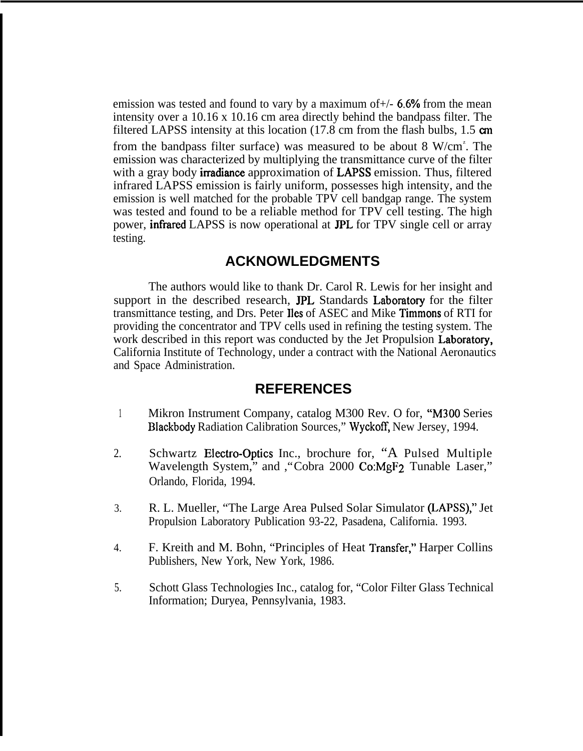emission was tested and found to vary by a maximum of+/- 6.6% from the mean intensity over a 10.16 x 10.16 cm area directly behind the bandpass filter. The filtered LAPSS intensity at this location (17.8 cm from the flash bulbs, 1.5 cm from the bandpass filter surface) was measured to be about 8 $W/cm^2$. The emission was characterized by multiplying the transmittance curve of the filter with a gray body irradiance approximation of LAPSS emission. Thus, filtered infrared LAPSS emission is fairly uniform, possesses high intensity, and the emission is well matched for the probable TPV cell bandgap range. The system was tested and found to be a reliable method for TPV cell testing. The high power, infrared LAPSS is now operational at JPL for TPV single cell or array testing.

## ACKNOWLEDGMENTS

The authors would like to thank Dr. Carol R. Lewis for her insight and support in the described research, JPL Standards Laboratory for the filter transmittance testing, and Drs. Peter Iles of ASEC and Mike Timmons of RTI for providing the concentrator and TPV cells used in refining the testing system. The work described in this report was conducted by the Jet Propulsion Laboratory, California Institute of Technology, under a contract with the National Aeronautics and Space Administration.

## REFERENCES

1. Mikron Instrument Company, catalog M300 Rev. O for, "M300 Series Blackbody Radiation Calibration Sources," Wyckoff, New Jersey, 1994.

2. Schwartz Electro-Optics Inc., brochure for, "A Pulsed Multiple Wavelength System," and ,"Cobra 2000 $Co:MgF_2$ Tunable Laser," Orlando, Florida, 1994.

3. R. L. Mueller, "The Large Area Pulsed Solar Simulator (LAPSS)," Jet Propulsion Laboratory Publication 93-22, Pasadena, California. 1993.

4. F. Kreith and M. Bohn, "Principles of Heat Transfer," Harper Collins Publishers, New York, New York, 1986.

5. Schott Glass Technologies Inc., catalog for, "Color Filter Glass Technical Information; Duryea, Pennsylvania, 1983.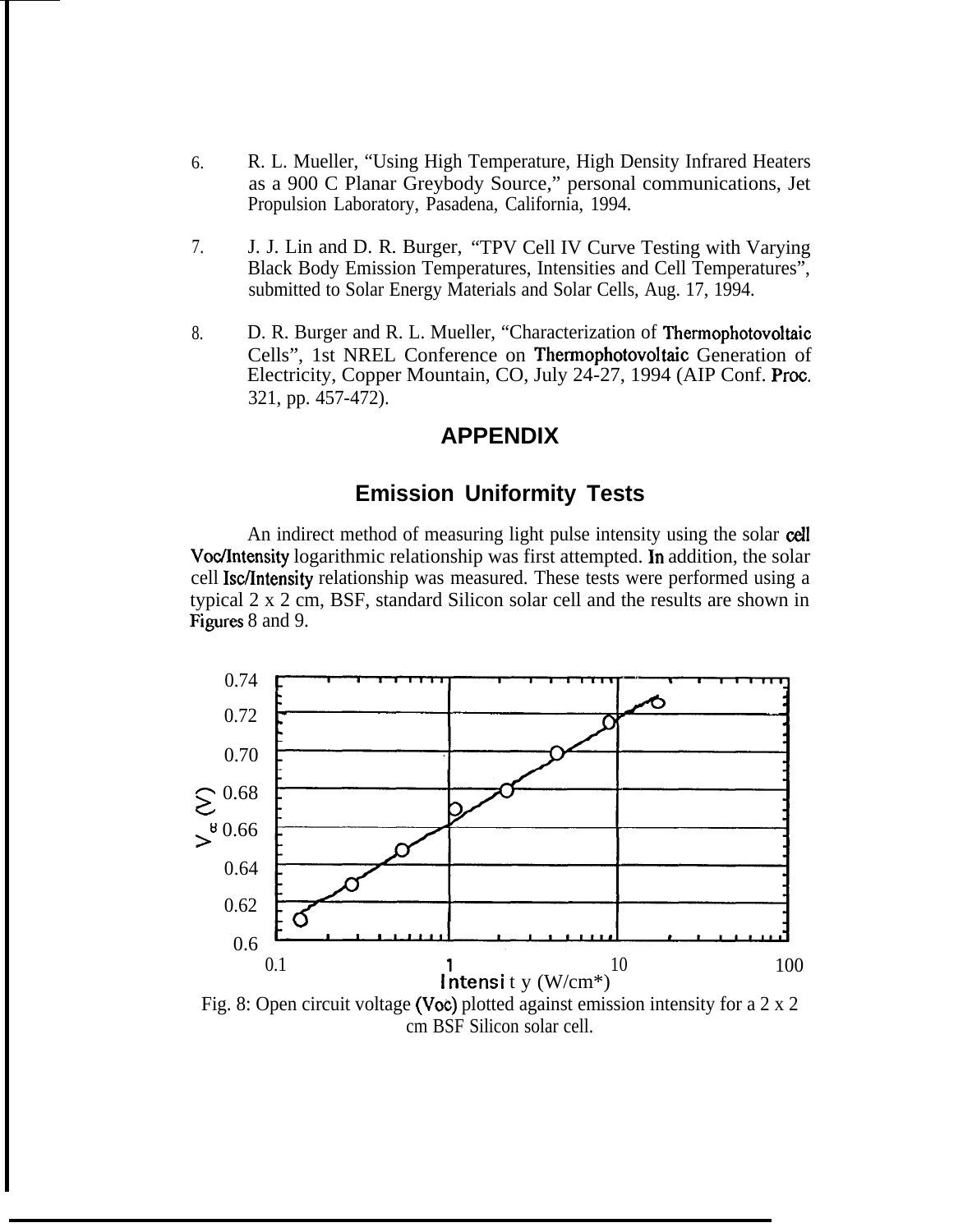6. R. L. Mueller, "Using High Temperature, High Density Infrared Heaters as a 900 C Planar Greybody Source," personal communications, Jet Propulsion Laboratory, Pasadena, California, 1994.

7. J. J. Lin and D. R. Burger, "TPV Cell IV Curve Testing with Varying Black Body Emission Temperatures, Intensities and Cell Temperatures", submitted to Solar Energy Materials and Solar Cells, Aug. 17, 1994.

8. D. R. Burger and R. L. Mueller, "Characterization of Thermophotovoltaic Cells", 1st NREL Conference on Thermophotovoltaic Generation of Electricity, Copper Mountain, CO, July 24-27, 1994 (AIP Conf. Proc. 321, pp. 457-472).

## APPENDIX

### Emission Uniformity Tests

An indirect method of measuring light pulse intensity using the solar cell Voc/Intensity logarithmic relationship was first attempted. In addition, the solar cell Isc/Intensity relationship was measured. These tests were performed using a typical 2 x 2 cm, BSF, standard Silicon solar cell and the results are shown in Figures 8 and 9.

Fig. 8: Open circuit voltage (Voc) plotted against emission intensity for a 2 x 2 cm BSF Silicon solar cell.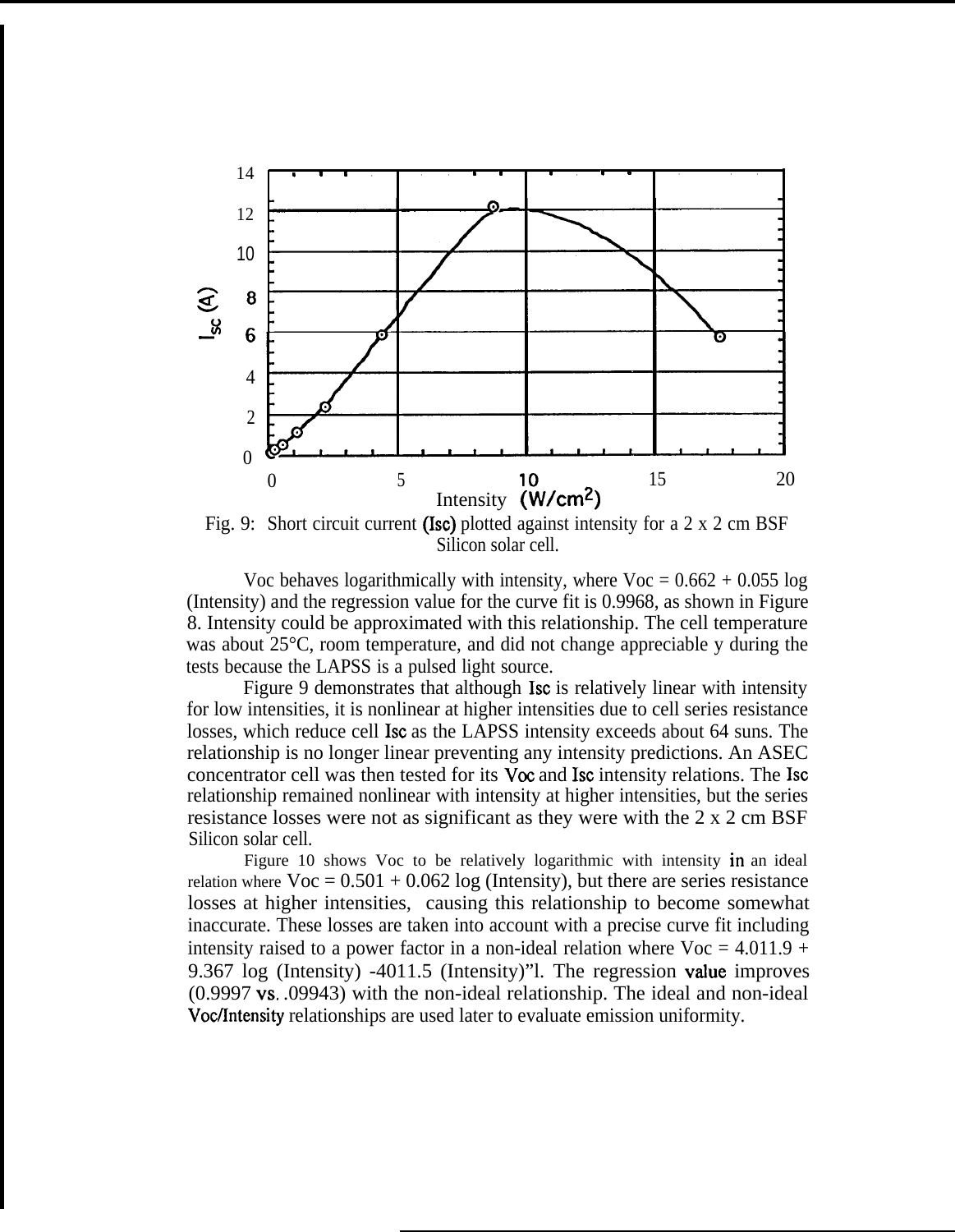Fig. 9: Short circuit current (Isc) plotted against intensity for a 2 x 2 cm BSF Silicon solar cell.

Voc behaves logarithmically with intensity, where Voc = 0.662 + 0.055 log (Intensity) and the regression value for the curve fit is 0.9968, as shown in Figure 8. Intensity could be approximated with this relationship. The cell temperature was about 25°C, room temperature, and did not change appreciable y during the tests because the LAPSS is a pulsed light source.

Figure 9 demonstrates that although Isc is relatively linear with intensity for low intensities, it is nonlinear at higher intensities due to cell series resistance losses, which reduce cell Isc as the LAPSS intensity exceeds about 64 suns. The relationship is no longer linear preventing any intensity predictions. An ASEC concentrator cell was then tested for its Voc and Isc intensity relations. The Isc relationship remained nonlinear with intensity at higher intensities, but the series resistance losses were not as significant as they were with the 2 x 2 cm BSF Silicon solar cell.

Figure 10 shows Voc to be relatively logarithmic with intensity in an ideal relation where Voc = 0.501 + 0.062 log (Intensity), but there are series resistance losses at higher intensities, causing this relationship to become somewhat inaccurate. These losses are taken into account with a precise curve fit including intensity raised to a power factor in a non-ideal relation where Voc = 4.011.9 + 9.367 log (Intensity) -4011.5 (Intensity)"l. The regression value improves (0.9997 vs. .09943) with the non-ideal relationship. The ideal and non-ideal Voc/Intensity relationships are used later to evaluate emission uniformity.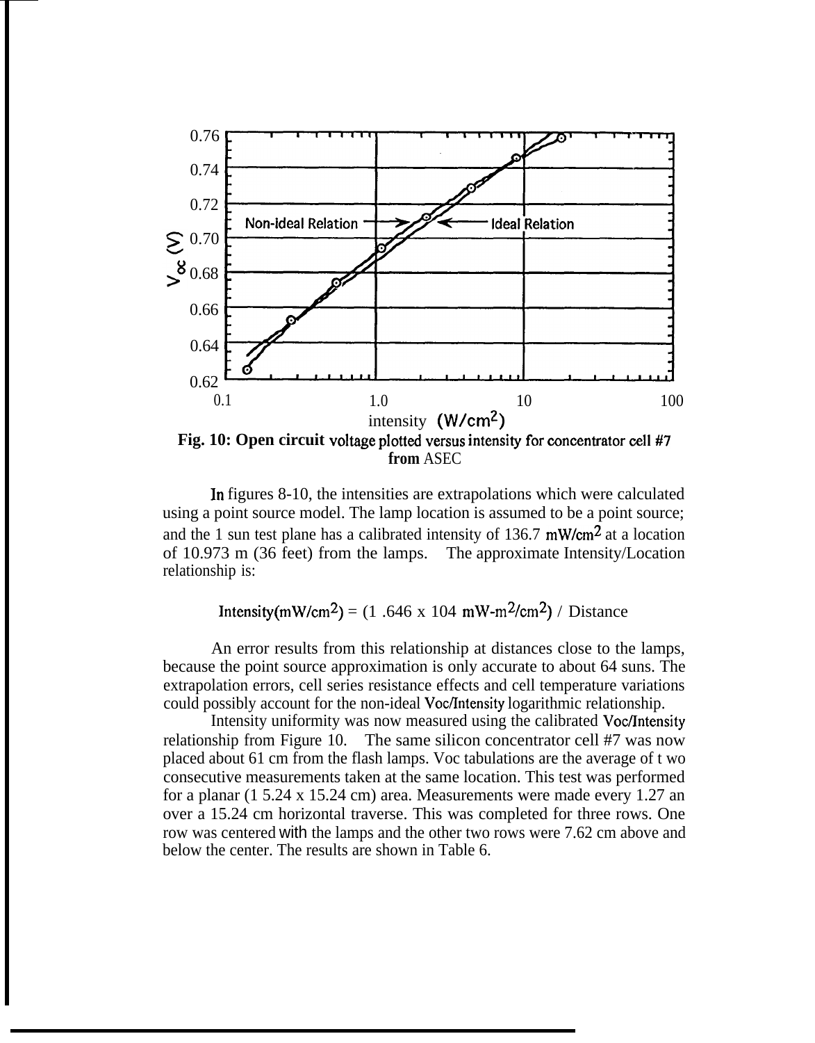Fig. 10: Open circuit voltage plotted versus intensity for concentrator cell #7 from ASEC

In figures 8-10, the intensities are extrapolations which were calculated using a point source model. The lamp location is assumed to be a point source; and the 1 sun test plane has a calibrated intensity of 136.7 $mW/cm^2$ at a location of 10.973 m (36 feet) from the lamps. The approximate Intensity/Location relationship is:

$$\text{Intensity}(mW/cm^2) = (1.646 \times 104 \; mW\text{-}m^2/cm^2) \; / \; \text{Distance}$$

An error results from this relationship at distances close to the lamps, because the point source approximation is only accurate to about 64 suns. The extrapolation errors, cell series resistance effects and cell temperature variations could possibly account for the non-ideal Voc/Intensity logarithmic relationship.

Intensity uniformity was now measured using the calibrated Voc/Intensity relationship from Figure 10. The same silicon concentrator cell #7 was now placed about 61 cm from the flash lamps. Voc tabulations are the average of t wo consecutive measurements taken at the same location. This test was performed for a planar (1 5.24 x 15.24 cm) area. Measurements were made every 1.27 an over a 15.24 cm horizontal traverse. This was completed for three rows. One row was centered with the lamps and the other two rows were 7.62 cm above and below the center. The results are shown in Table 6.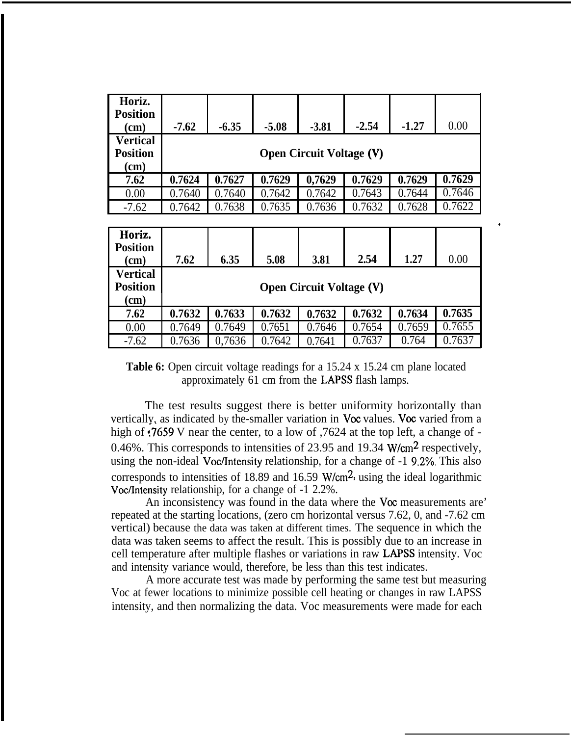| Horiz. Position (cm) | -7.62 | -6.35 | -5.08 | -3.81 | -2.54 | -1.27 | 0.00 |
|---|---|---|---|---|---|---|---|
| **Vertical Position (cm)** | **Open Circuit Voltage (V)** | | | | | | |
| **7.62** | **0.7624** | **0.7627** | **0.7629** | **0,7629** | **0.7629** | **0.7629** | **0.7629** |
| 0.00 | 0.7640 | 0.7640 | 0.7642 | 0.7642 | 0.7643 | 0.7644 | 0.7646 |
| -7.62 | 0.7642 | 0.7638 | 0.7635 | 0.7636 | 0.7632 | 0.7628 | 0.7622 |

| Horiz. Position (cm) | 7.62 | 6.35 | 5.08 | 3.81 | 2.54 | 1.27 | 0.00 |
|---|---|---|---|---|---|---|---|
| **Vertical Position (cm)** | **Open Circuit Voltage (V)** | | | | | | |
| **7.62** | **0.7632** | **0.7633** | **0.7632** | **0.7632** | **0.7632** | **0.7634** | **0.7635** |
| 0.00 | 0.7649 | 0.7649 | 0.7651 | 0.7646 | 0.7654 | 0.7659 | 0.7655 |
| -7.62 | 0.7636 | 0,7636 | 0.7642 | 0.7641 | 0.7637 | 0.764 | 0.7637 |

**Table 6:** Open circuit voltage readings for a 15.24 x 15.24 cm plane located approximately 61 cm from the LAPSS flash lamps.

The test results suggest there is better uniformity horizontally than vertically, as indicated by the-smaller variation in Voc values. Voc varied from a high of .7659 V near the center, to a low of ,7624 at the top left, a change of -0.46%. This corresponds to intensities of 23.95 and 19.34 $W/cm^2$ respectively, using the non-ideal Voc/Intensity relationship, for a change of -1 9.2%. This also corresponds to intensities of 18.89 and 16.59 $W/cm^2$, using the ideal logarithmic Voc/Intensity relationship, for a change of -1 2.2%.

An inconsistency was found in the data where the Voc measurements are' repeated at the starting locations, (zero cm horizontal versus 7.62, 0, and -7.62 cm vertical) because the data was taken at different times. The sequence in which the data was taken seems to affect the result. This is possibly due to an increase in cell temperature after multiple flashes or variations in raw LAPSS intensity. Voc and intensity variance would, therefore, be less than this test indicates.

A more accurate test was made by performing the same test but measuring Voc at fewer locations to minimize possible cell heating or changes in raw LAPSS intensity, and then normalizing the data. Voc measurements were made for each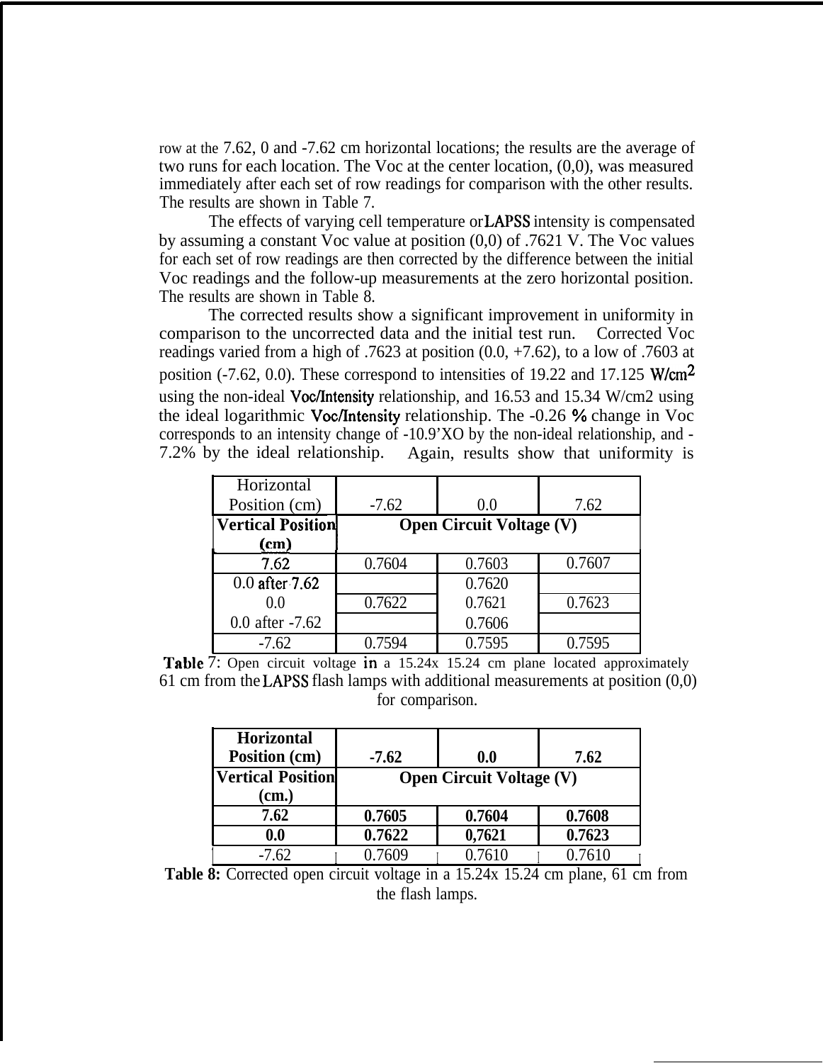row at the 7.62, 0 and -7.62 cm horizontal locations; the results are the average of two runs for each location. The Voc at the center location, (0,0), was measured immediately after each set of row readings for comparison with the other results. The results are shown in Table 7.

The effects of varying cell temperature or LAPSS intensity is compensated by assuming a constant Voc value at position (0,0) of .7621 V. The Voc values for each set of row readings are then corrected by the difference between the initial Voc readings and the follow-up measurements at the zero horizontal position. The results are shown in Table 8.

The corrected results show a significant improvement in uniformity in comparison to the uncorrected data and the initial test run. Corrected Voc readings varied from a high of .7623 at position (0.0, +7.62), to a low of .7603 at position (-7.62, 0.0). These correspond to intensities of 19.22 and 17.125 W/cm$^2$ using the non-ideal Voc/Intensity relationship, and 16.53 and 15.34 W/cm2 using the ideal logarithmic Voc/Intensity relationship. The -0.26 % change in Voc corresponds to an intensity change of -10.9'XO by the non-ideal relationship, and -7.2% by the ideal relationship. Again, results show that uniformity is

| Horizontal Position (cm) | -7.62 | 0.0 | 7.62 |
|---|---|---|---|
| **Vertical Position (cm)** | **Open Circuit Voltage (V)** | | |
| 7.62 | 0.7604 | 0.7603 | 0.7607 |
| 0.0 after 7.62 | | 0.7620 | |
| 0.0 | 0.7622 | 0.7621 | 0.7623 |
| 0.0 after -7.62 | | 0.7606 | |
| -7.62 | 0.7594 | 0.7595 | 0.7595 |

**Table** 7: Open circuit voltage in a 15.24x 15.24 cm plane located approximately 61 cm from the LAPSS flash lamps with additional measurements at position (0,0) for comparison.

| **Horizontal Position (cm)** | **-7.62** | **0.0** | **7.62** |
|---|---|---|---|
| **Vertical Position (cm.)** | **Open Circuit Voltage (V)** | | |
| **7.62** | **0.7605** | **0.7604** | **0.7608** |
| **0.0** | **0.7622** | **0,7621** | **0.7623** |
| -7.62 | 0.7609 | 0.7610 | 0.7610 |

**Table 8:** Corrected open circuit voltage in a 15.24x 15.24 cm plane, 61 cm from the flash lamps.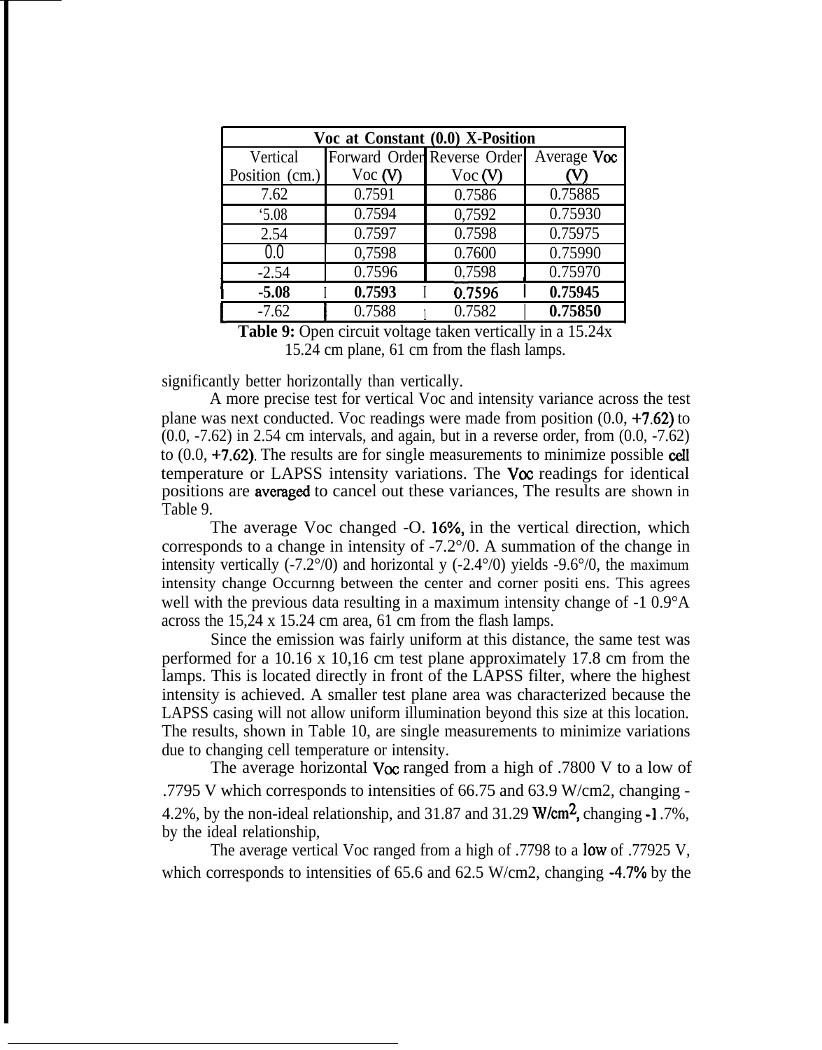| Voc at Constant (0.0) X-Position | | | |
|---|---|---|---|
| Vertical Position (cm.) | Forward Order Voc (V) | Reverse Order Voc (V) | Average Voc (V) |
| 7.62 | 0.7591 | 0.7586 | 0.75885 |
| 5.08 | 0.7594 | 0,7592 | 0.75930 |
| 2.54 | 0.7597 | 0.7598 | 0.75975 |
| 0.0 | 0,7598 | 0.7600 | 0.75990 |
| -2.54 | 0.7596 | 0.7598 | 0.75970 |
| **-5.08** | **0.7593** | **0.7596** | **0.75945** |
| -7.62 | 0.7588 | 0.7582 | **0.75850** |

**Table 9:** Open circuit voltage taken vertically in a 15.24x 15.24 cm plane, 61 cm from the flash lamps.

significantly better horizontally than vertically.

A more precise test for vertical Voc and intensity variance across the test plane was next conducted. Voc readings were made from position (0.0, +7.62) to (0.0, -7.62) in 2.54 cm intervals, and again, but in a reverse order, from (0.0, -7.62) to (0.0, +7.62). The results are for single measurements to minimize possible cell temperature or LAPSS intensity variations. The Voc readings for identical positions are averaged to cancel out these variances, The results are shown in Table 9.

The average Voc changed -0.16%, in the vertical direction, which corresponds to a change in intensity of -7.2%. A summation of the change in intensity vertically (-7.2%) and horizontally (-2.4%) yields -9.6%, the maximum intensity change Occurnng between the center and corner positions. This agrees well with the previous data resulting in a maximum intensity change of -10.9% across the 15,24 x 15.24 cm area, 61 cm from the flash lamps.

Since the emission was fairly uniform at this distance, the same test was performed for a 10.16 x 10,16 cm test plane approximately 17.8 cm from the lamps. This is located directly in front of the LAPSS filter, where the highest intensity is achieved. A smaller test plane area was characterized because the LAPSS casing will not allow uniform illumination beyond this size at this location. The results, shown in Table 10, are single measurements to minimize variations due to changing cell temperature or intensity.

The average horizontal Voc ranged from a high of .7800 V to a low of .7795 V which corresponds to intensities of 66.75 and 63.9 W/cm2, changing -4.2%, by the non-ideal relationship, and 31.87 and 31.29 W/cm$^2$, changing -1.7%, by the ideal relationship,

The average vertical Voc ranged from a high of .7798 to a low of .77925 V, which corresponds to intensities of 65.6 and 62.5 W/cm2, changing -4.7% by the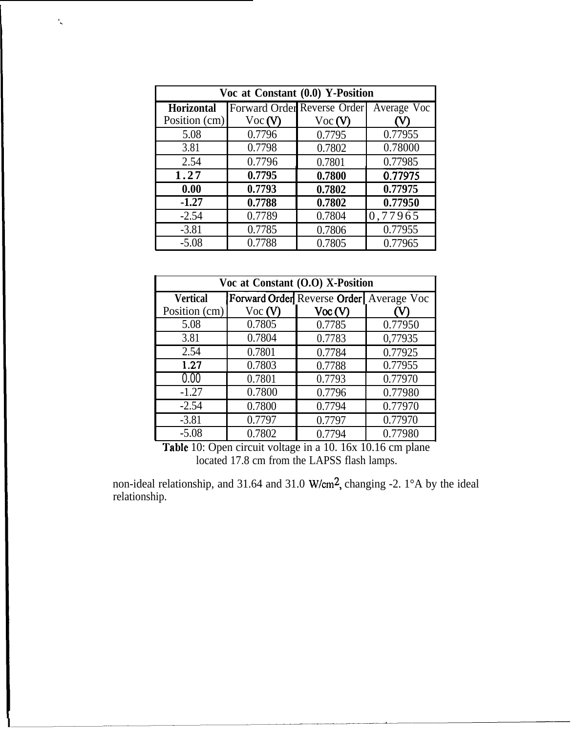| Voc at Constant (0.0) Y-Position | | | |
|---|---|---|---|
| **Horizontal** Position (cm) | Forward Order Voc (V) | Reverse Order Voc (V) | Average Voc (V) |
| 5.08 | 0.7796 | 0.7795 | 0.77955 |
| 3.81 | 0.7798 | 0.7802 | 0.78000 |
| 2.54 | 0.7796 | 0.7801 | 0.77985 |
| **1.27** | **0.7795** | **0.7800** | **0.77975** |
| **0.00** | **0.7793** | **0.7802** | **0.77975** |
| **-1.27** | **0.7788** | **0.7802** | **0.77950** |
| -2.54 | 0.7789 | 0.7804 | 0,77965 |
| -3.81 | 0.7785 | 0.7806 | 0.77955 |
| -5.08 | 0.7788 | 0.7805 | 0.77965 |

| Voc at Constant (O.O) X-Position | | | |
|---|---|---|---|
| **Vertical** Position (cm) | Forward Order Voc (V) | Reverse Order Voc (V) | Average Voc (V) |
| 5.08 | 0.7805 | 0.7785 | 0.77950 |
| 3.81 | 0.7804 | 0.7783 | 0,77935 |
| 2.54 | 0.7801 | 0.7784 | 0.77925 |
| 1.27 | 0.7803 | 0.7788 | 0.77955 |
| 0.00 | 0.7801 | 0.7793 | 0.77970 |
| -1.27 | 0.7800 | 0.7796 | 0.77980 |
| -2.54 | 0.7800 | 0.7794 | 0.77970 |
| -3.81 | 0.7797 | 0.7797 | 0.77970 |
| -5.08 | 0.7802 | 0.7794 | 0.77980 |

Table 10: Open circuit voltage in a 10. 16x 10.16 cm plane located 17.8 cm from the LAPSS flash lamps.

non-ideal relationship, and 31.64 and 31.0 $W/cm^2$, changing -2. 1°A by the ideal relationship.